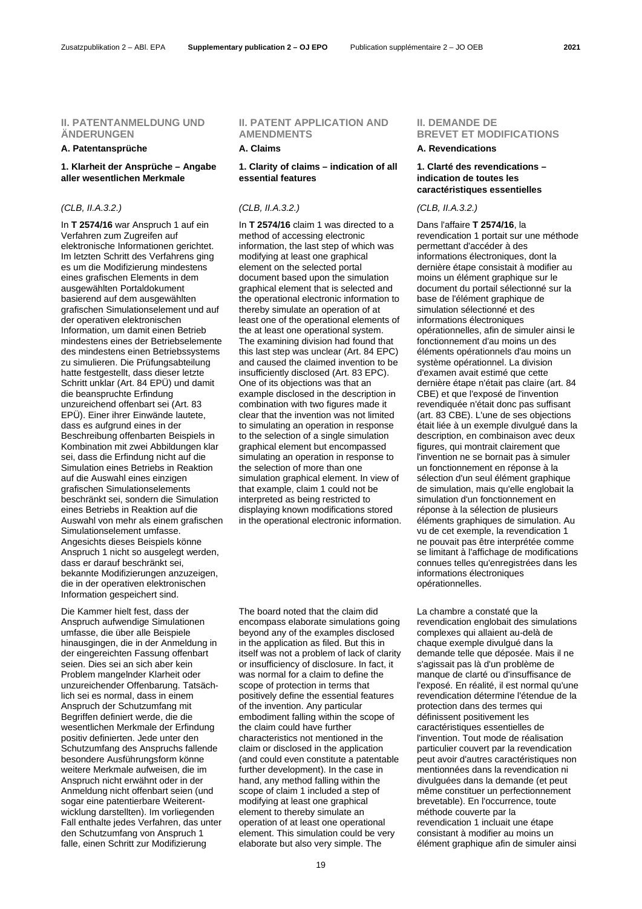## II. PATENTANMELDUNG UND ÄNDERUNGEN

### A. Patentansprüche

#### 1. Klarheit der Ansprüche – Angabe aller wesentlichen Merkmale

*(CLB, II.A.3.2.)*

In **T 2574/16** war Anspruch 1 auf ein Verfahren zum Zugreifen auf elektronische Informationen gerichtet. Im letzten Schritt des Verfahrens ging es um die Modifizierung mindestens eines grafischen Elements in dem ausgewählten Portaldokument basierend auf dem ausgewählten grafischen Simulationselement und auf der operativen elektronischen Information, um damit einen Betrieb mindestens eines der Betriebselemente des mindestens einen Betriebssystems zu simulieren. Die Prüfungsabteilung hatte festgestellt, dass dieser letzte Schritt unklar (Art. 84 EPÜ) und damit die beanspruchte Erfindung unzureichend offenbart sei (Art. 83 EPÜ). Einer ihrer Einwände lautete, dass es aufgrund eines in der Beschreibung offenbarten Beispiels in Kombination mit zwei Abbildungen klar sei, dass die Erfindung nicht auf die Simulation eines Betriebs in Reaktion auf die Auswahl eines einzigen grafischen Simulationselements beschränkt sei, sondern die Simulation eines Betriebs in Reaktion auf die Auswahl von mehr als einem grafischen Simulationselement umfasse. Angesichts dieses Beispiels könne Anspruch 1 nicht so ausgelegt werden, dass er darauf beschränkt sei, bekannte Modifizierungen anzuzeigen, die in der operativen elektronischen Information gespeichert sind.

Die Kammer hielt fest, dass der Anspruch aufwendige Simulationen umfasse, die über alle Beispiele hinausgingen, die in der Anmeldung in der eingereichten Fassung offenbart seien. Dies sei an sich aber kein Problem mangelnder Klarheit oder unzureichender Offenbarung. Tatsächlich sei es normal, dass in einem Anspruch der Schutzumfang mit Begriffen definiert werde, die die wesentlichen Merkmale der Erfindung positiv definierten. Jede unter den Schutzumfang des Anspruchs fallende besondere Ausführungsform könne weitere Merkmale aufweisen, die im Anspruch nicht erwähnt oder in der Anmeldung nicht offenbart seien (und sogar eine patentierbare Weiterentwicklung darstellten). Im vorliegenden Fall enthalte jedes Verfahren, das unter den Schutzumfang von Anspruch 1 falle, einen Schritt zur Modifizierung

## II. PATENT APPLICATION AND AMENDMENTS

### A. Claims

#### 1. Clarity of claims – indication of all essential features

*(CLB, II.A.3.2.)*

In **T 2574/16** claim 1 was directed to a method of accessing electronic information, the last step of which was modifying at least one graphical element on the selected portal document based upon the simulation graphical element that is selected and the operational electronic information to thereby simulate an operation of at least one of the operational elements of the at least one operational system. The examining division had found that this last step was unclear (Art. 84 EPC) and caused the claimed invention to be insufficiently disclosed (Art. 83 EPC). One of its objections was that an example disclosed in the description in combination with two figures made it clear that the invention was not limited to simulating an operation in response to the selection of a single simulation graphical element but encompassed simulating an operation in response to the selection of more than one simulation graphical element. In view of that example, claim 1 could not be interpreted as being restricted to displaying known modifications stored in the operational electronic information.

The board noted that the claim did encompass elaborate simulations going beyond any of the examples disclosed in the application as filed. But this in itself was not a problem of lack of clarity or insufficiency of disclosure. In fact, it was normal for a claim to define the scope of protection in terms that positively define the essential features of the invention. Any particular embodiment falling within the scope of the claim could have further characteristics not mentioned in the claim or disclosed in the application (and could even constitute a patentable further development). In the case in hand, any method falling within the scope of claim 1 included a step of modifying at least one graphical element to thereby simulate an operation of at least one operational element. This simulation could be very elaborate but also very simple. The

## II. DEMANDE DE BREVET ET MODIFICATIONS

### A. Revendications

#### 1. Clarté des revendications – indication de toutes les caractéristiques essentielles

*(CLB, II.A.3.2.)*

Dans l'affaire **T 2574/16**, la revendication 1 portait sur une méthode permettant d'accéder à des informations électroniques, dont la dernière étape consistait à modifier au moins un élément graphique sur le document du portail sélectionné sur la base de l'élément graphique de simulation sélectionné et des informations électroniques opérationnelles, afin de simuler ainsi le fonctionnement d'au moins un des éléments opérationnels d'au moins un système opérationnel. La division d'examen avait estimé que cette dernière étape n'était pas claire (art. 84 CBE) et que l'exposé de l'invention revendiquée n'était donc pas suffisant (art. 83 CBE). L'une de ses objections était liée à un exemple divulgué dans la description, en combinaison avec deux figures, qui montrait clairement que l'invention ne se bornait pas à simuler un fonctionnement en réponse à la sélection d'un seul élément graphique de simulation, mais qu'elle englobait la simulation d'un fonctionnement en réponse à la sélection de plusieurs éléments graphiques de simulation. Au vu de cet exemple, la revendication 1 ne pouvait pas être interprétée comme se limitant à l'affichage de modifications connues telles qu'enregistrées dans les informations électroniques opérationnelles.

La chambre a constaté que la revendication englobait des simulations complexes qui allaient au-delà de chaque exemple divulgué dans la demande telle que déposée. Mais il ne s'agissait pas là d'un problème de manque de clarté ou d'insuffisance de l'exposé. En réalité, il est normal qu'une revendication détermine l'étendue de la protection dans des termes qui définissent positivement les caractéristiques essentielles de l'invention. Tout mode de réalisation particulier couvert par la revendication peut avoir d'autres caractéristiques non mentionnées dans la revendication ni divulguées dans la demande (et peut même constituer un perfectionnement brevetable). En l'occurrence, toute méthode couverte par la revendication 1 incluait une étape consistant à modifier au moins un élément graphique afin de simuler ainsi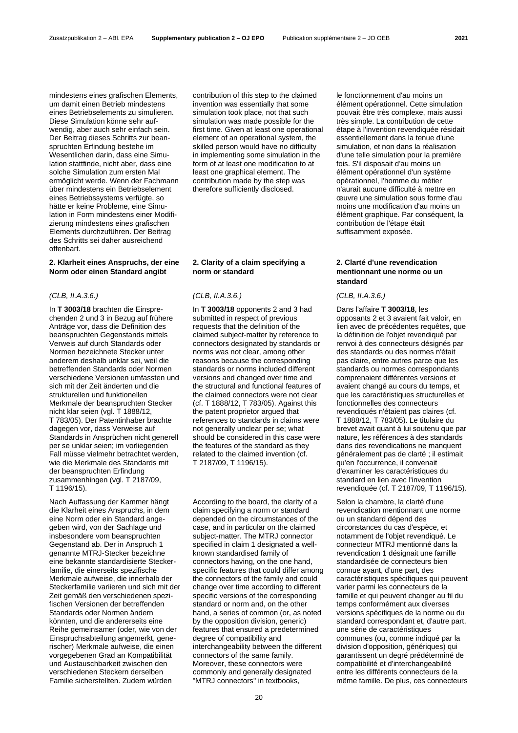mindestens eines grafischen Elements, um damit einen Betrieb mindestens eines Betriebselements zu simulieren. Diese Simulation könne sehr aufwendig, aber auch sehr einfach sein. Der Beitrag dieses Schritts zur beanspruchten Erfindung bestehe im Wesentlichen darin, dass eine Simulation stattfinde, nicht aber, dass eine solche Simulation zum ersten Mal ermöglicht werde. Wenn der Fachmann über mindestens ein Betriebselement eines Betriebssystems verfügte, so hätte er keine Probleme, eine Simulation in Form mindestens einer Modifizierung mindestens eines grafischen Elements durchzuführen. Der Beitrag des Schritts sei daher ausreichend offenbart.

### 2. Klarheit eines Anspruchs, der eine Norm oder einen Standard angibt

*(CLB, II.A.3.6.)*

In **T 3003/18** brachten die Einsprechenden 2 und 3 in Bezug auf frühere Anträge vor, dass die Definition des beanspruchten Gegenstands mittels Verweis auf durch Standards oder Normen bezeichnete Stecker unter anderem deshalb unklar sei, weil die betreffenden Standards oder Normen verschiedene Versionen umfassten und sich mit der Zeit änderten und die strukturellen und funktionellen Merkmale der beanspruchten Stecker nicht klar seien (vgl. T 1888/12, T 783/05). Der Patentinhaber brachte dagegen vor, dass Verweise auf Standards in Ansprüchen nicht generell per se unklar seien; im vorliegenden Fall müsse vielmehr betrachtet werden, wie die Merkmale des Standards mit der beanspruchten Erfindung zusammenhingen (vgl. T 2187/09, T 1196/15).

Nach Auffassung der Kammer hängt die Klarheit eines Anspruchs, in dem eine Norm oder ein Standard angegeben wird, von der Sachlage und insbesondere vom beanspruchten Gegenstand ab. Der in Anspruch 1 genannte MTRJ-Stecker bezeichne eine bekannte standardisierte Steckerfamilie, die einerseits spezifische Merkmale aufweise, die innerhalb der Steckerfamilie variieren und sich mit der Zeit gemäß den verschiedenen spezifischen Versionen der betreffenden Standards oder Normen ändern könnten, und die andererseits eine Reihe gemeinsamer (oder, wie von der Einspruchsabteilung angemerkt, generischer) Merkmale aufweise, die einen vorgegebenen Grad an Kompatibilität und Austauschbarkeit zwischen den verschiedenen Steckern derselben Familie sicherstellten. Zudem würden

contribution of this step to the claimed invention was essentially that some simulation took place, not that such simulation was made possible for the first time. Given at least one operational element of an operational system, the skilled person would have no difficulty in implementing some simulation in the form of at least one modification to at least one graphical element. The contribution made by the step was therefore sufficiently disclosed.

### 2. Clarity of a claim specifying a norm or standard

*(CLB, II.A.3.6.)*

In **T 3003/18** opponents 2 and 3 had submitted in respect of previous requests that the definition of the claimed subject-matter by reference to connectors designated by standards or norms was not clear, among other reasons because the corresponding standards or norms included different versions and changed over time and the structural and functional features of the claimed connectors were not clear (cf. T 1888/12, T 783/05). Against this the patent proprietor argued that references to standards in claims were not generally unclear per se; what should be considered in this case were the features of the standard as they related to the claimed invention (cf. T 2187/09, T 1196/15).

According to the board, the clarity of a claim specifying a norm or standard depended on the circumstances of the case, and in particular on the claimed subject-matter. The MTRJ connector specified in claim 1 designated a well-known standardised family of connectors having, on the one hand, specific features that could differ among the connectors of the family and could change over time according to different specific versions of the corresponding standard or norm and, on the other hand, a series of common (or, as noted by the opposition division, generic) features that ensured a predetermined degree of compatibility and interchangeability between the different connectors of the same family. Moreover, these connectors were commonly and generally designated "MTRJ connectors" in textbooks,

le fonctionnement d'au moins un élément opérationnel. Cette simulation pouvait être très complexe, mais aussi très simple. La contribution de cette étape à l'invention revendiquée résidait essentiellement dans la tenue d'une simulation, et non dans la réalisation d'une telle simulation pour la première fois. S'il disposait d'au moins un élément opérationnel d'un système opérationnel, l'homme du métier n'aurait aucune difficulté à mettre en œuvre une simulation sous forme d'au moins une modification d'au moins un élément graphique. Par conséquent, la contribution de l'étape était suffisamment exposée.

### 2. Clarté d'une revendication mentionnant une norme ou un standard

*(CLB, II.A.3.6.)*

Dans l'affaire **T 3003/18**, les opposants 2 et 3 avaient fait valoir, en lien avec de précédentes requêtes, que la définition de l'objet revendiqué par renvoi à des connecteurs désignés par des standards ou des normes n'était pas claire, entre autres parce que les standards ou normes correspondants comprenaient différentes versions et avaient changé au cours du temps, et que les caractéristiques structurelles et fonctionnelles des connecteurs revendiqués n'étaient pas claires (cf. T 1888/12, T 783/05). Le titulaire du brevet avait quant à lui soutenu que par nature, les références à des standards dans des revendications ne manquent généralement pas de clarté ; il estimait qu'en l'occurrence, il convenait d'examiner les caractéristiques du standard en lien avec l'invention revendiquée (cf. T 2187/09, T 1196/15).

Selon la chambre, la clarté d'une revendication mentionnant une norme ou un standard dépend des circonstances du cas d'espèce, et notamment de l'objet revendiqué. Le connecteur MTRJ mentionné dans la revendication 1 désignait une famille standardisée de connecteurs bien connue ayant, d'une part, des caractéristiques spécifiques qui peuvent varier parmi les connecteurs de la famille et qui peuvent changer au fil du temps conformément aux diverses versions spécifiques de la norme ou du standard correspondant et, d'autre part, une série de caractéristiques communes (ou, comme indiqué par la division d'opposition, génériques) qui garantissent un degré prédéterminé de compatibilité et d'interchangeabilité entre les différents connecteurs de la même famille. De plus, ces connecteurs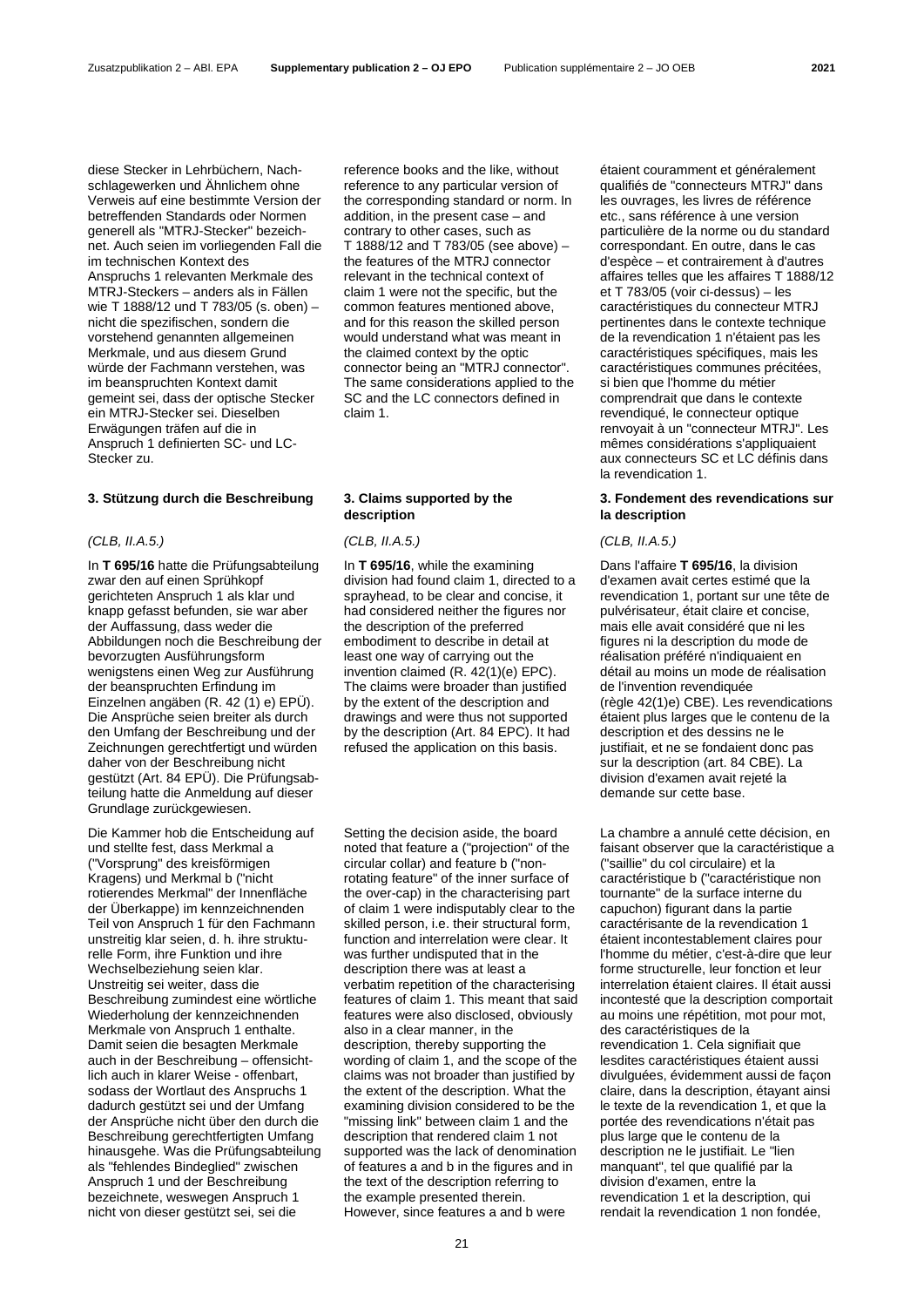diese Stecker in Lehrbüchern, Nachschlagewerken und Ähnlichem ohne Verweis auf eine bestimmte Version der betreffenden Standards oder Normen generell als "MTRJ-Stecker" bezeichnet. Auch seien im vorliegenden Fall die im technischen Kontext des Anspruchs 1 relevanten Merkmale des MTRJ-Steckers – anders als in Fällen wie T 1888/12 und T 783/05 (s. oben) – nicht die spezifischen, sondern die vorstehend genannten allgemeinen Merkmale, und aus diesem Grund würde der Fachmann verstehen, was im beanspruchten Kontext damit gemeint sei, dass der optische Stecker ein MTRJ-Stecker sei. Dieselben Erwägungen träfen auf die in Anspruch 1 definierten SC- und LC-Stecker zu.

### 3. Stützung durch die Beschreibung

*(CLB, II.A.5.)*

In **T 695/16** hatte die Prüfungsabteilung zwar den auf einen Sprühkopf gerichteten Anspruch 1 als klar und knapp gefasst befunden, sie war aber der Auffassung, dass weder die Abbildungen noch die Beschreibung der bevorzugten Ausführungsform wenigstens einen Weg zur Ausführung der beanspruchten Erfindung im Einzelnen angäben (R. 42 (1) e) EPÜ). Die Ansprüche seien breiter als durch den Umfang der Beschreibung und der Zeichnungen gerechtfertigt und würden daher von der Beschreibung nicht gestützt (Art. 84 EPÜ). Die Prüfungsabteilung hatte die Anmeldung auf dieser Grundlage zurückgewiesen.

Die Kammer hob die Entscheidung auf und stellte fest, dass Merkmal a ("Vorsprung" des kreisförmigen Kragens) und Merkmal b ("nicht rotierendes Merkmal" der Innenfläche der Überkappe) im kennzeichnenden Teil von Anspruch 1 für den Fachmann unstreitig klar seien, d. h. ihre strukturelle Form, ihre Funktion und ihre Wechselbeziehung seien klar. Unstreitig sei weiter, dass die Beschreibung zumindest eine wörtliche Wiederholung der kennzeichnenden Merkmale von Anspruch 1 enthalte. Damit seien die besagten Merkmale auch in der Beschreibung – offensichtlich auch in klarer Weise - offenbart, sodass der Wortlaut des Anspruchs 1 dadurch gestützt sei und der Umfang der Ansprüche nicht über den durch die Beschreibung gerechtfertigten Umfang hinausgehe. Was die Prüfungsabteilung als "fehlendes Bindeglied" zwischen Anspruch 1 und der Beschreibung bezeichnete, weswegen Anspruch 1 nicht von dieser gestützt sei, sei die

reference books and the like, without reference to any particular version of the corresponding standard or norm. In addition, in the present case – and contrary to other cases, such as T 1888/12 and T 783/05 (see above) – the features of the MTRJ connector relevant in the technical context of claim 1 were not the specific, but the common features mentioned above, and for this reason the skilled person would understand what was meant in the claimed context by the optic connector being an "MTRJ connector". The same considerations applied to the SC and the LC connectors defined in claim 1.

### 3. Claims supported by the description

*(CLB, II.A.5.)*

In **T 695/16**, while the examining division had found claim 1, directed to a sprayhead, to be clear and concise, it had considered neither the figures nor the description of the preferred embodiment to describe in detail at least one way of carrying out the invention claimed (R. 42(1)(e) EPC). The claims were broader than justified by the extent of the description and drawings and were thus not supported by the description (Art. 84 EPC). It had refused the application on this basis.

Setting the decision aside, the board noted that feature a ("projection" of the circular collar) and feature b ("non-rotating feature" of the inner surface of the over-cap) in the characterising part of claim 1 were indisputably clear to the skilled person, i.e. their structural form, function and interrelation were clear. It was further undisputed that in the description there was at least a verbatim repetition of the characterising features of claim 1. This meant that said features were also disclosed, obviously also in a clear manner, in the description, thereby supporting the wording of claim 1, and the scope of the claims was not broader than justified by the extent of the description. What the examining division considered to be the "missing link" between claim 1 and the description that rendered claim 1 not supported was the lack of denomination of features a and b in the figures and in the text of the description referring to the example presented therein. However, since features a and b were

étaient couramment et généralement qualifiés de "connecteurs MTRJ" dans les ouvrages, les livres de référence etc., sans référence à une version particulière de la norme ou du standard correspondant. En outre, dans le cas d'espèce – et contrairement à d'autres affaires telles que les affaires T 1888/12 et T 783/05 (voir ci-dessus) – les caractéristiques du connecteur MTRJ pertinentes dans le contexte technique de la revendication 1 n'étaient pas les caractéristiques spécifiques, mais les caractéristiques communes précitées, si bien que l'homme du métier comprendrait que dans le contexte revendiqué, le connecteur optique renvoyait à un "connecteur MTRJ". Les mêmes considérations s'appliquaient aux connecteurs SC et LC définis dans la revendication 1.

### 3. Fondement des revendications sur la description

*(CLB, II.A.5.)*

Dans l'affaire **T 695/16**, la division d'examen avait certes estimé que la revendication 1, portant sur une tête de pulvérisateur, était claire et concise, mais elle avait considéré que ni les figures ni la description du mode de réalisation préféré n'indiquaient en détail au moins un mode de réalisation de l'invention revendiquée (règle 42(1)e) CBE). Les revendications étaient plus larges que le contenu de la description et des dessins ne le justifiait, et ne se fondaient donc pas sur la description (art. 84 CBE). La division d'examen avait rejeté la demande sur cette base.

La chambre a annulé cette décision, en faisant observer que la caractéristique a ("saillie" du col circulaire) et la caractéristique b ("caractéristique non tournante" de la surface interne du capuchon) figurant dans la partie caractérisante de la revendication 1 étaient incontestablement claires pour l'homme du métier, c'est-à-dire que leur forme structurelle, leur fonction et leur interrelation étaient claires. Il était aussi incontesté que la description comportait au moins une répétition, mot pour mot, des caractéristiques de la revendication 1. Cela signifiait que lesdites caractéristiques étaient aussi divulguées, évidemment aussi de façon claire, dans la description, étayant ainsi le texte de la revendication 1, et que la portée des revendications n'était pas plus large que le contenu de la description ne le justifiait. Le "lien manquant", tel que qualifié par la division d'examen, entre la revendication 1 et la description, qui rendait la revendication 1 non fondée,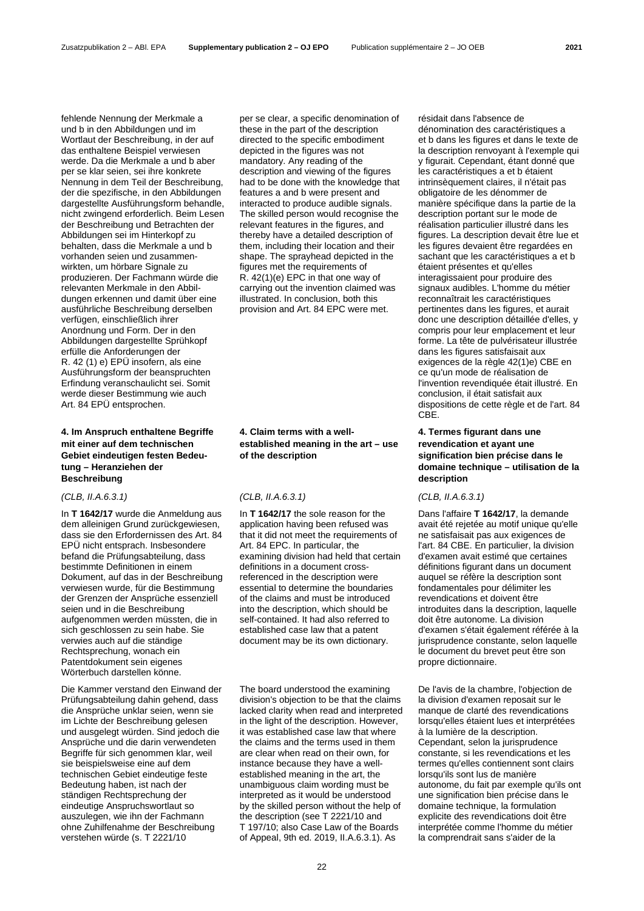fehlende Nennung der Merkmale a und b in den Abbildungen und im Wortlaut der Beschreibung, in der auf das enthaltene Beispiel verwiesen werde. Da die Merkmale a und b aber per se klar seien, sei ihre konkrete Nennung in dem Teil der Beschreibung, der die spezifische, in den Abbildungen dargestellte Ausführungsform behandle, nicht zwingend erforderlich. Beim Lesen der Beschreibung und Betrachten der Abbildungen sei im Hinterkopf zu behalten, dass die Merkmale a und b vorhanden seien und zusammenwirkten, um hörbare Signale zu produzieren. Der Fachmann würde die relevanten Merkmale in den Abbildungen erkennen und damit über eine ausführliche Beschreibung derselben verfügen, einschließlich ihrer Anordnung und Form. Der in den Abbildungen dargestellte Sprühkopf erfülle die Anforderungen der R. 42 (1) e) EPÜ insofern, als eine Ausführungsform der beanspruchten Erfindung veranschaulicht sei. Somit werde dieser Bestimmung wie auch Art. 84 EPÜ entsprochen.

### 4. Im Anspruch enthaltene Begriffe mit einer auf dem technischen Gebiet eindeutigen festen Bedeutung – Heranziehen der Beschreibung

*(CLB, II.A.6.3.1)*

In **T 1642/17** wurde die Anmeldung aus dem alleinigen Grund zurückgewiesen, dass sie den Erfordernissen des Art. 84 EPÜ nicht entsprach. Insbesondere befand die Prüfungsabteilung, dass bestimmte Definitionen in einem Dokument, auf das in der Beschreibung verwiesen wurde, für die Bestimmung der Grenzen der Ansprüche essenziell seien und in die Beschreibung aufgenommen werden müssten, die in sich geschlossen zu sein habe. Sie verwies auch auf die ständige Rechtsprechung, wonach ein Patentdokument sein eigenes Wörterbuch darstellen könne.

Die Kammer verstand den Einwand der Prüfungsabteilung dahin gehend, dass die Ansprüche unklar seien, wenn sie im Lichte der Beschreibung gelesen und ausgelegt würden. Sind jedoch die Ansprüche und die darin verwendeten Begriffe für sich genommen klar, weil sie beispielsweise eine auf dem technischen Gebiet eindeutige feste Bedeutung haben, ist nach der ständigen Rechtsprechung der eindeutige Anspruchswortlaut so auszulegen, wie ihn der Fachmann ohne Zuhilfenahme der Beschreibung verstehen würde (s. T 2221/10

per se clear, a specific denomination of these in the part of the description directed to the specific embodiment depicted in the figures was not mandatory. Any reading of the description and viewing of the figures had to be done with the knowledge that features a and b were present and interacted to produce audible signals. The skilled person would recognise the relevant features in the figures, and thereby have a detailed description of them, including their location and their shape. The sprayhead depicted in the figures met the requirements of R. 42(1)(e) EPC in that one way of carrying out the invention claimed was illustrated. In conclusion, both this provision and Art. 84 EPC were met.

### 4. Claim terms with a well-established meaning in the art – use of the description

*(CLB, II.A.6.3.1)*

In **T 1642/17** the sole reason for the application having been refused was that it did not meet the requirements of Art. 84 EPC. In particular, the examining division had held that certain definitions in a document cross-referenced in the description were essential to determine the boundaries of the claims and must be introduced into the description, which should be self-contained. It had also referred to established case law that a patent document may be its own dictionary.

The board understood the examining division's objection to be that the claims lacked clarity when read and interpreted in the light of the description. However, it was established case law that where the claims and the terms used in them are clear when read on their own, for instance because they have a well-established meaning in the art, the unambiguous claim wording must be interpreted as it would be understood by the skilled person without the help of the description (see T 2221/10 and T 197/10; also Case Law of the Boards of Appeal, 9th ed. 2019, II.A.6.3.1). As

résidait dans l'absence de dénomination des caractéristiques a et b dans les figures et dans le texte de la description renvoyant à l'exemple qui y figurait. Cependant, étant donné que les caractéristiques a et b étaient intrinsèquement claires, il n'était pas obligatoire de les dénommer de manière spécifique dans la partie de la description portant sur le mode de réalisation particulier illustré dans les figures. La description devait être lue et les figures devaient être regardées en sachant que les caractéristiques a et b étaient présentes et qu'elles interagissaient pour produire des signaux audibles. L'homme du métier reconnaîtrait les caractéristiques pertinentes dans les figures, et aurait donc une description détaillée d'elles, y compris pour leur emplacement et leur forme. La tête de pulvérisateur illustrée dans les figures satisfaisait aux exigences de la règle 42(1)e) CBE en ce qu'un mode de réalisation de l'invention revendiquée était illustré. En conclusion, il était satisfait aux dispositions de cette règle et de l'art. 84 CBE.

### 4. Termes figurant dans une revendication et ayant une signification bien précise dans le domaine technique – utilisation de la description

*(CLB, II.A.6.3.1)*

Dans l'affaire **T 1642/17**, la demande avait été rejetée au motif unique qu'elle ne satisfaisait pas aux exigences de l'art. 84 CBE. En particulier, la division d'examen avait estimé que certaines définitions figurant dans un document auquel se réfère la description sont fondamentales pour délimiter les revendications et doivent être introduites dans la description, laquelle doit être autonome. La division d'examen s'était également référée à la jurisprudence constante, selon laquelle le document du brevet peut être son propre dictionnaire.

De l'avis de la chambre, l'objection de la division d'examen reposait sur le manque de clarté des revendications lorsqu'elles étaient lues et interprétées à la lumière de la description. Cependant, selon la jurisprudence constante, si les revendications et les termes qu'elles contiennent sont clairs lorsqu'ils sont lus de manière autonome, du fait par exemple qu'ils ont une signification bien précise dans le domaine technique, la formulation explicite des revendications doit être interprétée comme l'homme du métier la comprendrait sans s'aider de la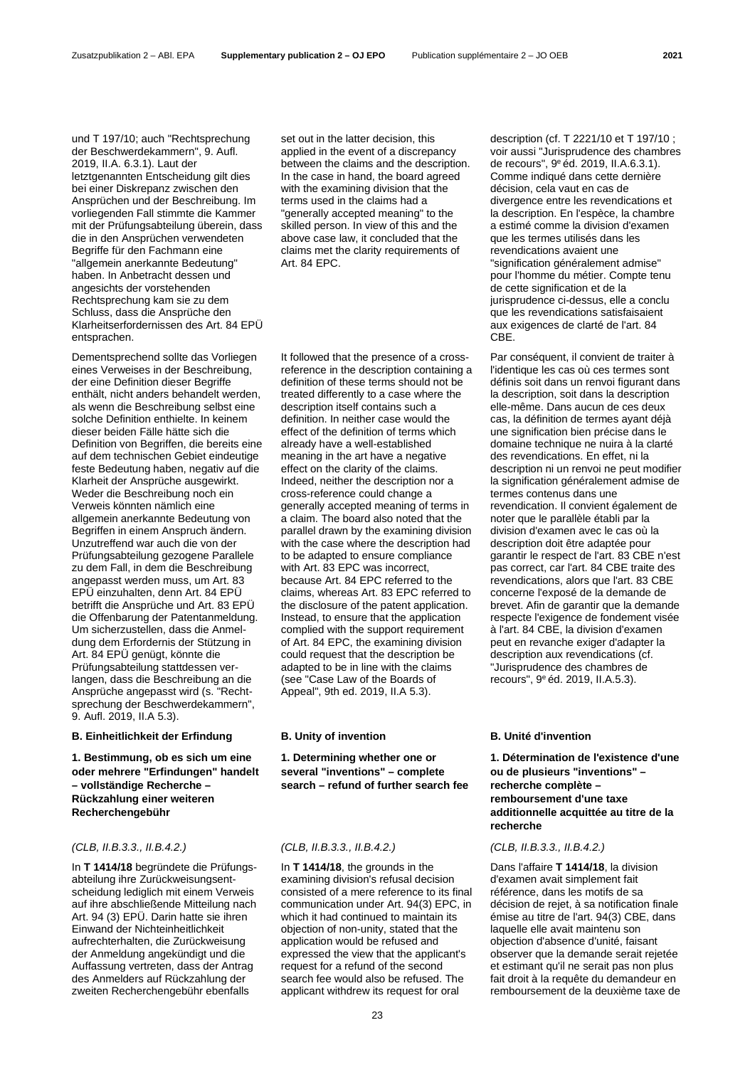und T 197/10; auch "Rechtsprechung der Beschwerdekammern", 9. Aufl. 2019, II.A. 6.3.1). Laut der letztgenannten Entscheidung gilt dies bei einer Diskrepanz zwischen den Ansprüchen und der Beschreibung. Im vorliegenden Fall stimmte die Kammer mit der Prüfungsabteilung überein, dass die in den Ansprüchen verwendeten Begriffe für den Fachmann eine "allgemein anerkannte Bedeutung" haben. In Anbetracht dessen und angesichts der vorstehenden Rechtsprechung kam sie zu dem Schluss, dass die Ansprüche den Klarheitserfordernissen des Art. 84 EPÜ entsprachen.

Dementsprechend sollte das Vorliegen eines Verweises in der Beschreibung, der eine Definition dieser Begriffe enthält, nicht anders behandelt werden, als wenn die Beschreibung selbst eine solche Definition enthielte. In keinem dieser beiden Fälle hätte sich die Definition von Begriffen, die bereits eine auf dem technischen Gebiet eindeutige feste Bedeutung haben, negativ auf die Klarheit der Ansprüche ausgewirkt. Weder die Beschreibung noch ein Verweis könnten nämlich eine allgemein anerkannte Bedeutung von Begriffen in einem Anspruch ändern. Unzutreffend war auch die von der Prüfungsabteilung gezogene Parallele zu dem Fall, in dem die Beschreibung angepasst werden muss, um Art. 83 EPÜ einzuhalten, denn Art. 84 EPÜ betrifft die Ansprüche und Art. 83 EPÜ die Offenbarung der Patentanmeldung. Um sicherzustellen, dass die Anmeldung dem Erfordernis der Stützung in Art. 84 EPÜ genügt, könnte die Prüfungsabteilung stattdessen verlangen, dass die Beschreibung an die Ansprüche angepasst wird (s. "Rechtsprechung der Beschwerdekammern", 9. Aufl. 2019, II.A 5.3).

**B. Einheitlichkeit der Erfindung**

**1. Bestimmung, ob es sich um eine oder mehrere "Erfindungen" handelt – vollständige Recherche – Rückzahlung einer weiteren Recherchengebühr**

*(CLB, II.B.3.3., II.B.4.2.)*

In **T 1414/18** begründete die Prüfungsabteilung ihre Zurückweisungsentscheidung lediglich mit einem Verweis auf ihre abschließende Mitteilung nach Art. 94 (3) EPÜ. Darin hatte sie ihren Einwand der Nichteinheitlichkeit aufrechterhalten, die Zurückweisung der Anmeldung angekündigt und die Auffassung vertreten, dass der Antrag des Anmelders auf Rückzahlung der zweiten Recherchengebühr ebenfalls

set out in the latter decision, this applied in the event of a discrepancy between the claims and the description. In the case in hand, the board agreed with the examining division that the terms used in the claims had a "generally accepted meaning" to the skilled person. In view of this and the above case law, it concluded that the claims met the clarity requirements of Art. 84 EPC.

It followed that the presence of a cross-reference in the description containing a definition of these terms should not be treated differently to a case where the description itself contains such a definition. In neither case would the effect of the definition of terms which already have a well-established meaning in the art have a negative effect on the clarity of the claims. Indeed, neither the description nor a cross-reference could change a generally accepted meaning of terms in a claim. The board also noted that the parallel drawn by the examining division with the case where the description had to be adapted to ensure compliance with Art. 83 EPC was incorrect, because Art. 84 EPC referred to the claims, whereas Art. 83 EPC referred to the disclosure of the patent application. Instead, to ensure that the application complied with the support requirement of Art. 84 EPC, the examining division could request that the description be adapted to be in line with the claims (see "Case Law of the Boards of Appeal", 9th ed. 2019, II.A 5.3).

**B. Unity of invention**

**1. Determining whether one or several "inventions" – complete search – refund of further search fee**

*(CLB, II.B.3.3., II.B.4.2.)*

In **T 1414/18**, the grounds in the examining division's refusal decision consisted of a mere reference to its final communication under Art. 94(3) EPC, in which it had continued to maintain its objection of non-unity, stated that the application would be refused and expressed the view that the applicant's request for a refund of the second search fee would also be refused. The applicant withdrew its request for oral

description (cf. T 2221/10 et T 197/10 ; voir aussi "Jurisprudence des chambres de recours", 9e éd. 2019, II.A.6.3.1). Comme indiqué dans cette dernière décision, cela vaut en cas de divergence entre les revendications et la description. En l'espèce, la chambre a estimé comme la division d'examen que les termes utilisés dans les revendications avaient une "signification généralement admise" pour l'homme du métier. Compte tenu de cette signification et de la jurisprudence ci-dessus, elle a conclu que les revendications satisfaisaient aux exigences de clarté de l'art. 84 CBE.

Par conséquent, il convient de traiter à l'identique les cas où ces termes sont définis soit dans un renvoi figurant dans la description, soit dans la description elle-même. Dans aucun de ces deux cas, la définition de termes ayant déjà une signification bien précise dans le domaine technique ne nuira à la clarté des revendications. En effet, ni la description ni un renvoi ne peut modifier la signification généralement admise de termes contenus dans une revendication. Il convient également de noter que le parallèle établi par la division d'examen avec le cas où la description doit être adaptée pour garantir le respect de l'art. 83 CBE n'est pas correct, car l'art. 84 CBE traite des revendications, alors que l'art. 83 CBE concerne l'exposé de la demande de brevet. Afin de garantir que la demande respecte l'exigence de fondement visée à l'art. 84 CBE, la division d'examen peut en revanche exiger d'adapter la description aux revendications (cf. "Jurisprudence des chambres de recours", 9e éd. 2019, II.A.5.3).

**B. Unité d'invention**

**1. Détermination de l'existence d'une ou de plusieurs "inventions" – recherche complète – remboursement d'une taxe additionnelle acquittée au titre de la recherche**

*(CLB, II.B.3.3., II.B.4.2.)*

Dans l'affaire **T 1414/18**, la division d'examen avait simplement fait référence, dans les motifs de sa décision de rejet, à sa notification finale émise au titre de l'art. 94(3) CBE, dans laquelle elle avait maintenu son objection d'absence d'unité, faisant observer que la demande serait rejetée et estimant qu'il ne serait pas non plus fait droit à la requête du demandeur en remboursement de la deuxième taxe de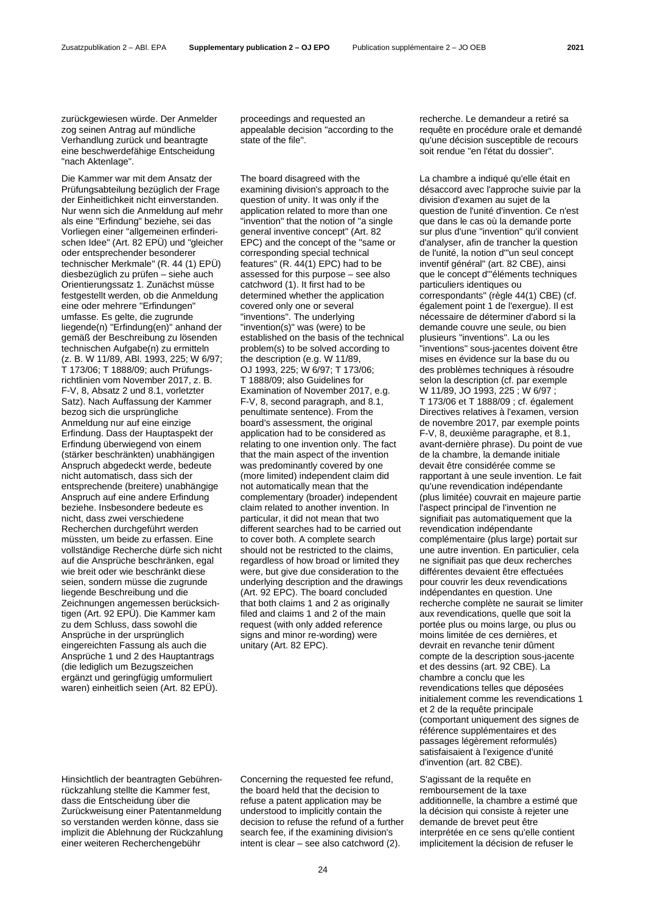zurückgewiesen würde. Der Anmelder zog seinen Antrag auf mündliche Verhandlung zurück und beantragte eine beschwerdefähige Entscheidung "nach Aktenlage".

Die Kammer war mit dem Ansatz der Prüfungsabteilung bezüglich der Frage der Einheitlichkeit nicht einverstanden. Nur wenn sich die Anmeldung auf mehr als eine "Erfindung" beziehe, sei das Vorliegen einer "allgemeinen erfinderischen Idee" (Art. 82 EPÜ) und "gleicher oder entsprechender besonderer technischer Merkmale" (R. 44 (1) EPÜ) diesbezüglich zu prüfen – siehe auch Orientierungssatz 1. Zunächst müsse festgestellt werden, ob die Anmeldung eine oder mehrere "Erfindungen" umfasse. Es gelte, die zugrunde liegende(n) "Erfindung(en)" anhand der gemäß der Beschreibung zu lösenden technischen Aufgabe(n) zu ermitteln (z. B. W 11/89, ABl. 1993, 225; W 6/97; T 173/06; T 1888/09; auch Prüfungsrichtlinien vom November 2017, z. B. F-V, 8, Absatz 2 und 8.1, vorletzter Satz). Nach Auffassung der Kammer bezog sich die ursprüngliche Anmeldung nur auf eine einzige Erfindung. Dass der Hauptaspekt der Erfindung überwiegend von einem (stärker beschränkten) unabhängigen Anspruch abgedeckt werde, bedeute nicht automatisch, dass sich der entsprechende (breitere) unabhängige Anspruch auf eine andere Erfindung beziehe. Insbesondere bedeute es nicht, dass zwei verschiedene Recherchen durchgeführt werden müssten, um beide zu erfassen. Eine vollständige Recherche dürfe sich nicht auf die Ansprüche beschränken, egal wie breit oder wie beschränkt diese seien, sondern müsse die zugrunde liegende Beschreibung und die Zeichnungen angemessen berücksichtigen (Art. 92 EPÜ). Die Kammer kam zu dem Schluss, dass sowohl die Ansprüche in der ursprünglich eingereichten Fassung als auch die Ansprüche 1 und 2 des Hauptantrags (die lediglich um Bezugszeichen ergänzt und geringfügig umformuliert waren) einheitlich seien (Art. 82 EPÜ).

Hinsichtlich der beantragten Gebührenrückzahlung stellte die Kammer fest, dass die Entscheidung über die Zurückweisung einer Patentanmeldung so verstanden werden könne, dass sie implizit die Ablehnung der Rückzahlung einer weiteren Recherchengebühr

proceedings and requested an appealable decision "according to the state of the file".

The board disagreed with the examining division's approach to the question of unity. It was only if the application related to more than one "invention" that the notion of "a single general inventive concept" (Art. 82 EPC) and the concept of the "same or corresponding special technical features" (R. 44(1) EPC) had to be assessed for this purpose – see also catchword (1). It first had to be determined whether the application covered only one or several "inventions". The underlying "invention(s)" was (were) to be established on the basis of the technical problem(s) to be solved according to the description (e.g. W 11/89, OJ 1993, 225; W 6/97; T 173/06; T 1888/09; also Guidelines for Examination of November 2017, e.g. F-V, 8, second paragraph, and 8.1, penultimate sentence). From the board's assessment, the original application had to be considered as relating to one invention only. The fact that the main aspect of the invention was predominantly covered by one (more limited) independent claim did not automatically mean that the complementary (broader) independent claim related to another invention. In particular, it did not mean that two different searches had to be carried out to cover both. A complete search should not be restricted to the claims, regardless of how broad or limited they were, but give due consideration to the underlying description and the drawings (Art. 92 EPC). The board concluded that both claims 1 and 2 as originally filed and claims 1 and 2 of the main request (with only added reference signs and minor re-wording) were unitary (Art. 82 EPC).

Concerning the requested fee refund, the board held that the decision to refuse a patent application may be understood to implicitly contain the decision to refuse the refund of a further search fee, if the examining division's intent is clear – see also catchword (2).

recherche. Le demandeur a retiré sa requête en procédure orale et demandé qu'une décision susceptible de recours soit rendue "en l'état du dossier".

La chambre a indiqué qu'elle était en désaccord avec l'approche suivie par la division d'examen au sujet de la question de l'unité d'invention. Ce n'est que dans le cas où la demande porte sur plus d'une "invention" qu'il convient d'analyser, afin de trancher la question de l'unité, la notion d'"un seul concept inventif général" (art. 82 CBE), ainsi que le concept d'"éléments techniques particuliers identiques ou correspondants" (règle 44(1) CBE) (cf. également point 1 de l'exergue). Il est nécessaire de déterminer d'abord si la demande couvre une seule, ou bien plusieurs "inventions". La ou les "inventions" sous-jacentes doivent être mises en évidence sur la base du ou des problèmes techniques à résoudre selon la description (cf. par exemple W 11/89, JO 1993, 225 ; W 6/97 ; T 173/06 et T 1888/09 ; cf. également Directives relatives à l'examen, version de novembre 2017, par exemple points F-V, 8, deuxième paragraphe, et 8.1, avant-dernière phrase). Du point de vue de la chambre, la demande initiale devait être considérée comme se rapportant à une seule invention. Le fait qu'une revendication indépendante (plus limitée) couvrait en majeure partie l'aspect principal de l'invention ne signifiait pas automatiquement que la revendication indépendante complémentaire (plus large) portait sur une autre invention. En particulier, cela ne signifiait pas que deux recherches différentes devaient être effectuées pour couvrir les deux revendications indépendantes en question. Une recherche complète ne saurait se limiter aux revendications, quelle que soit la portée plus ou moins large, ou plus ou moins limitée de ces dernières, et devrait en revanche tenir dûment compte de la description sous-jacente et des dessins (art. 92 CBE). La chambre a conclu que les revendications telles que déposées initialement comme les revendications 1 et 2 de la requête principale (comportant uniquement des signes de référence supplémentaires et des passages légèrement reformulés) satisfaisaient à l'exigence d'unité d'invention (art. 82 CBE).

S'agissant de la requête en remboursement de la taxe additionnelle, la chambre a estimé que la décision qui consiste à rejeter une demande de brevet peut être interprétée en ce sens qu'elle contient implicitement la décision de refuser le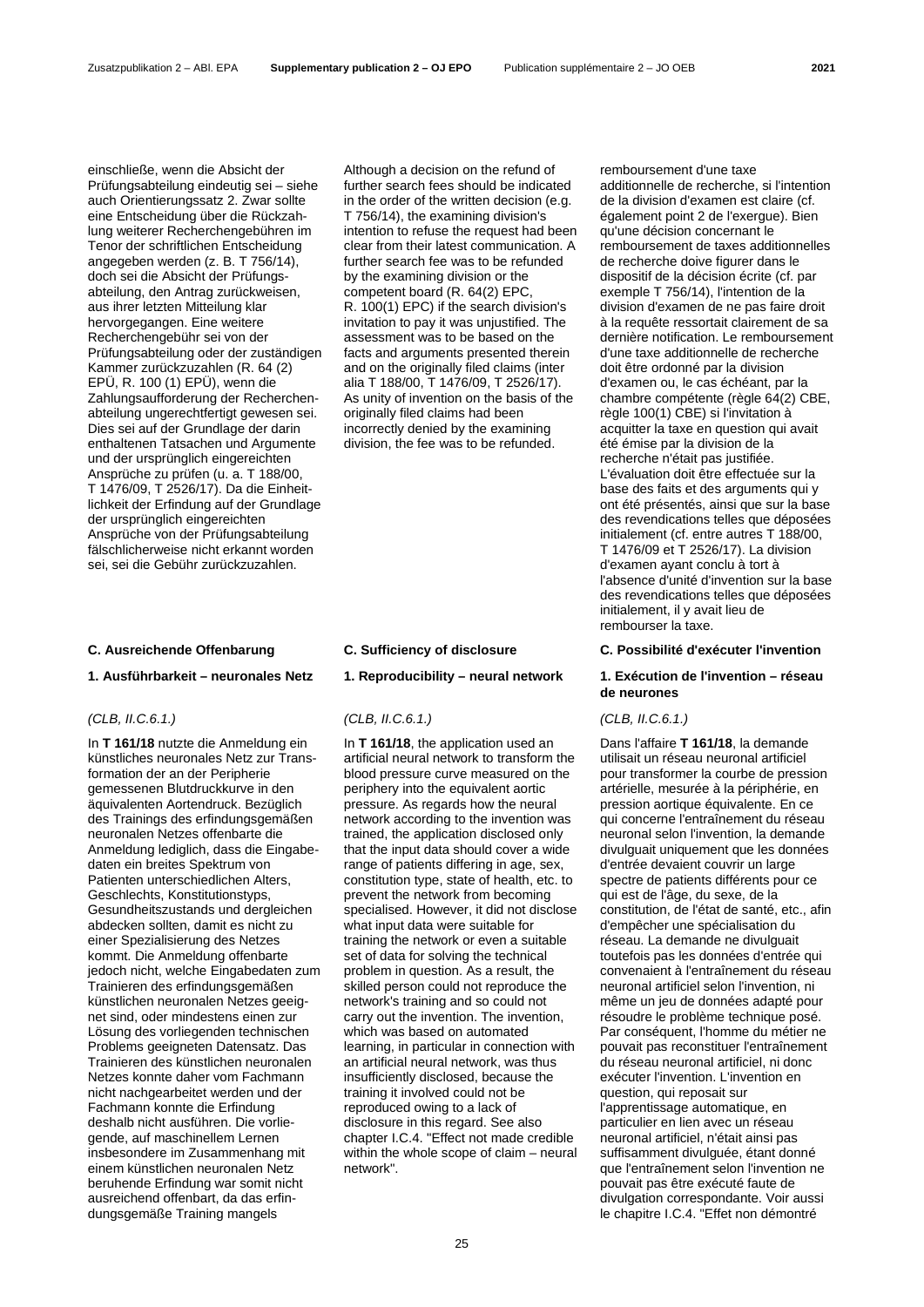einschließe, wenn die Absicht der Prüfungsabteilung eindeutig sei – siehe auch Orientierungssatz 2. Zwar sollte eine Entscheidung über die Rückzahlung weiterer Recherchengebühren im Tenor der schriftlichen Entscheidung angegeben werden (z. B. T 756/14), doch sei die Absicht der Prüfungsabteilung, den Antrag zurückweisen, aus ihrer letzten Mitteilung klar hervorgegangen. Eine weitere Recherchengebühr sei von der Prüfungsabteilung oder der zuständigen Kammer zurückzuzahlen (R. 64 (2) EPÜ, R. 100 (1) EPÜ), wenn die Zahlungsaufforderung der Recherchenabteilung ungerechtfertigt gewesen sei. Dies sei auf der Grundlage der darin enthaltenen Tatsachen und Argumente und der ursprünglich eingereichten Ansprüche zu prüfen (u. a. T 188/00, T 1476/09, T 2526/17). Da die Einheitlichkeit der Erfindung auf der Grundlage der ursprünglich eingereichten Ansprüche von der Prüfungsabteilung fälschlicherweise nicht erkannt worden sei, sei die Gebühr zurückzuzahlen.

Although a decision on the refund of further search fees should be indicated in the order of the written decision (e.g. T 756/14), the examining division's intention to refuse the request had been clear from their latest communication. A further search fee was to be refunded by the examining division or the competent board (R. 64(2) EPC, R. 100(1) EPC) if the search division's invitation to pay it was unjustified. The assessment was to be based on the facts and arguments presented therein and on the originally filed claims (inter alia T 188/00, T 1476/09, T 2526/17). As unity of invention on the basis of the originally filed claims had been incorrectly denied by the examining division, the fee was to be refunded.

remboursement d'une taxe additionnelle de recherche, si l'intention de la division d'examen est claire (cf. également point 2 de l'exergue). Bien qu'une décision concernant le remboursement de taxes additionnelles de recherche doive figurer dans le dispositif de la décision écrite (cf. par exemple T 756/14), l'intention de la division d'examen de ne pas faire droit à la requête ressortait clairement de sa dernière notification. Le remboursement d'une taxe additionnelle de recherche doit être ordonné par la division d'examen ou, le cas échéant, par la chambre compétente (règle 64(2) CBE, règle 100(1) CBE) si l'invitation à acquitter la taxe en question qui avait été émise par la division de la recherche n'était pas justifiée. L'évaluation doit être effectuée sur la base des faits et des arguments qui y ont été présentés, ainsi que sur la base des revendications telles que déposées initialement (cf. entre autres T 188/00, T 1476/09 et T 2526/17). La division d'examen ayant conclu à tort à l'absence d'unité d'invention sur la base des revendications telles que déposées initialement, il y avait lieu de rembourser la taxe.

## C. Ausreichende Offenbarung

### 1. Ausführbarkeit – neuronales Netz

*(CLB, II.C.6.1.)*

In **T 161/18** nutzte die Anmeldung ein künstliches neuronales Netz zur Transformation der an der Peripherie gemessenen Blutdruckkurve in den äquivalenten Aortendruck. Bezüglich des Trainings des erfindungsgemäßen neuronalen Netzes offenbarte die Anmeldung lediglich, dass die Eingabedaten ein breites Spektrum von Patienten unterschiedlichen Alters, Geschlechts, Konstitutionstyps, Gesundheitszustands und dergleichen abdecken sollten, damit es nicht zu einer Spezialisierung des Netzes kommt. Die Anmeldung offenbarte jedoch nicht, welche Eingabedaten zum Trainieren des erfindungsgemäßen künstlichen neuronalen Netzes geeignet sind, oder mindestens einen zur Lösung des vorliegenden technischen Problems geeigneten Datensatz. Das Trainieren des künstlichen neuronalen Netzes konnte daher vom Fachmann nicht nachgearbeitet werden und der Fachmann konnte die Erfindung deshalb nicht ausführen. Die vorliegende, auf maschinellem Lernen insbesondere im Zusammenhang mit einem künstlichen neuronalen Netz beruhende Erfindung war somit nicht ausreichend offenbart, da das erfindungsgemäße Training mangels

## C. Sufficiency of disclosure

### 1. Reproducibility – neural network

*(CLB, II.C.6.1.)*

In **T 161/18**, the application used an artificial neural network to transform the blood pressure curve measured on the periphery into the equivalent aortic pressure. As regards how the neural network according to the invention was trained, the application disclosed only that the input data should cover a wide range of patients differing in age, sex, constitution type, state of health, etc. to prevent the network from becoming specialised. However, it did not disclose what input data were suitable for training the network or even a suitable set of data for solving the technical problem in question. As a result, the skilled person could not reproduce the network's training and so could not carry out the invention. The invention, which was based on automated learning, in particular in connection with an artificial neural network, was thus insufficiently disclosed, because the training it involved could not be reproduced owing to a lack of disclosure in this regard. See also chapter I.C.4. "Effect not made credible within the whole scope of claim – neural network".

## C. Possibilité d'exécuter l'invention

### 1. Exécution de l'invention – réseau de neurones

*(CLB, II.C.6.1.)*

Dans l'affaire **T 161/18**, la demande utilisait un réseau neuronal artificiel pour transformer la courbe de pression artérielle, mesurée à la périphérie, en pression aortique équivalente. En ce qui concerne l'entraînement du réseau neuronal selon l'invention, la demande divulguait uniquement que les données d'entrée devaient couvrir un large spectre de patients différents pour ce qui est de l'âge, du sexe, de la constitution, de l'état de santé, etc., afin d'empêcher une spécialisation du réseau. La demande ne divulguait toutefois pas les données d'entrée qui convenaient à l'entraînement du réseau neuronal artificiel selon l'invention, ni même un jeu de données adapté pour résoudre le problème technique posé. Par conséquent, l'homme du métier ne pouvait pas reconstituer l'entraînement du réseau neuronal artificiel, ni donc exécuter l'invention. L'invention en question, qui reposait sur l'apprentissage automatique, en particulier en lien avec un réseau neuronal artificiel, n'était ainsi pas suffisamment divulguée, étant donné que l'entraînement selon l'invention ne pouvait pas être exécuté faute de divulgation correspondante. Voir aussi le chapitre I.C.4. "Effet non démontré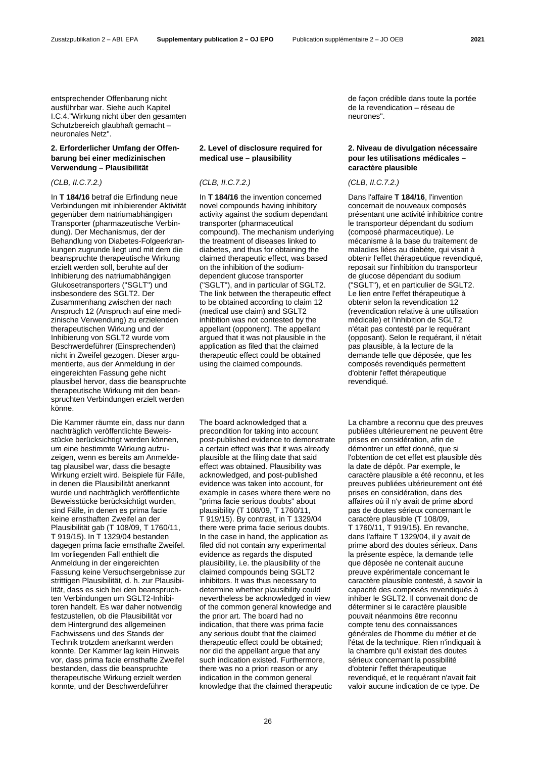entsprechender Offenbarung nicht ausführbar war. Siehe auch Kapitel I.C.4."Wirkung nicht über den gesamten Schutzbereich glaubhaft gemacht – neuronales Netz".

## 2. Erforderlicher Umfang der Offenbarung bei einer medizinischen Verwendung – Plausibilität

*(CLB, II.C.7.2.)*

In **T 184/16** betraf die Erfindung neue Verbindungen mit inhibierender Aktivität gegenüber dem natriumabhängigen Transporter (pharmazeutische Verbindung). Der Mechanismus, der der Behandlung von Diabetes-Folgeerkrankungen zugrunde liegt und mit dem die beanspruchte therapeutische Wirkung erzielt werden soll, beruhte auf der Inhibierung des natriumabhängigen Glukosetransporters ("SGLT") und insbesondere des SGLT2. Der Zusammenhang zwischen der nach Anspruch 12 (Anspruch auf eine medizinische Verwendung) zu erzielenden therapeutischen Wirkung und der Inhibierung von SGLT2 wurde vom Beschwerdeführer (Einsprechenden) nicht in Zweifel gezogen. Dieser argumentierte, aus der Anmeldung in der eingereichten Fassung gehe nicht plausibel hervor, dass die beanspruchte therapeutische Wirkung mit den beanspruchten Verbindungen erzielt werden könne.

Die Kammer räumte ein, dass nur dann nachträglich veröffentlichte Beweisstücke berücksichtigt werden können, um eine bestimmte Wirkung aufzuzeigen, wenn es bereits am Anmeldetag plausibel war, dass die besagte Wirkung erzielt wird. Beispiele für Fälle, in denen die Plausibilität anerkannt wurde und nachträglich veröffentlichte Beweisstücke berücksichtigt wurden, sind Fälle, in denen es prima facie keine ernsthaften Zweifel an der Plausibilität gab (T 108/09, T 1760/11, T 919/15). In T 1329/04 bestanden dagegen prima facie ernsthafte Zweifel. Im vorliegenden Fall enthielt die Anmeldung in der eingereichten Fassung keine Versuchsergebnisse zur strittigen Plausibilität, d. h. zur Plausibilität, dass es sich bei den beanspruchten Verbindungen um SGLT2-Inhibitoren handelt. Es war daher notwendig festzustellen, ob die Plausibilität vor dem Hintergrund des allgemeinen Fachwissens und des Stands der Technik trotzdem anerkannt werden konnte. Der Kammer lag kein Hinweis vor, dass prima facie ernsthafte Zweifel bestanden, dass die beanspruchte therapeutische Wirkung erzielt werden konnte, und der Beschwerdeführer

---

## 2. Level of disclosure required for medical use – plausibility

*(CLB, II.C.7.2.)*

In **T 184/16** the invention concerned novel compounds having inhibitory activity against the sodium dependant transporter (pharmaceutical compound). The mechanism underlying the treatment of diseases linked to diabetes, and thus for obtaining the claimed therapeutic effect, was based on the inhibition of the sodium-dependent glucose transporter ("SGLT"), and in particular of SGLT2. The link between the therapeutic effect to be obtained according to claim 12 (medical use claim) and SGLT2 inhibition was not contested by the appellant (opponent). The appellant argued that it was not plausible in the application as filed that the claimed therapeutic effect could be obtained using the claimed compounds.

The board acknowledged that a precondition for taking into account post-published evidence to demonstrate a certain effect was that it was already plausible at the filing date that said effect was obtained. Plausibility was acknowledged, and post-published evidence was taken into account, for example in cases where there were no "prima facie serious doubts" about plausibility (T 108/09, T 1760/11, T 919/15). By contrast, in T 1329/04 there were prima facie serious doubts. In the case in hand, the application as filed did not contain any experimental evidence as regards the disputed plausibility, i.e. the plausibility of the claimed compounds being SGLT2 inhibitors. It was thus necessary to determine whether plausibility could nevertheless be acknowledged in view of the common general knowledge and the prior art. The board had no indication, that there was prima facie any serious doubt that the claimed therapeutic effect could be obtained; nor did the appellant argue that any such indication existed. Furthermore, there was no a priori reason or any indication in the common general knowledge that the claimed therapeutic

---

de façon crédible dans toute la portée de la revendication – réseau de neurones".

## 2. Niveau de divulgation nécessaire pour les utilisations médicales – caractère plausible

*(CLB, II.C.7.2.)*

Dans l'affaire **T 184/16**, l'invention concernait de nouveaux composés présentant une activité inhibitrice contre le transporteur dépendant du sodium (composé pharmaceutique). Le mécanisme à la base du traitement de maladies liées au diabète, qui visait à obtenir l'effet thérapeutique revendiqué, reposait sur l'inhibition du transporteur de glucose dépendant du sodium ("SGLT"), et en particulier de SGLT2. Le lien entre l'effet thérapeutique à obtenir selon la revendication 12 (revendication relative à une utilisation médicale) et l'inhibition de SGLT2 n'était pas contesté par le requérant (opposant). Selon le requérant, il n'était pas plausible, à la lecture de la demande telle que déposée, que les composés revendiqués permettent d'obtenir l'effet thérapeutique revendiqué.

La chambre a reconnu que des preuves publiées ultérieurement ne peuvent être prises en considération, afin de démontrer un effet donné, que si l'obtention de cet effet est plausible dès la date de dépôt. Par exemple, le caractère plausible a été reconnu, et les preuves publiées ultérieurement ont été prises en considération, dans des affaires où il n'y avait de prime abord pas de doutes sérieux concernant le caractère plausible (T 108/09, T 1760/11, T 919/15). En revanche, dans l'affaire T 1329/04, il y avait de prime abord des doutes sérieux. Dans la présente espèce, la demande telle que déposée ne contenait aucune preuve expérimentale concernant le caractère plausible contesté, à savoir la capacité des composés revendiqués à inhiber le SGLT2. Il convenait donc de déterminer si le caractère plausible pouvait néanmoins être reconnu compte tenu des connaissances générales de l'homme du métier et de l'état de la technique. Rien n'indiquait à la chambre qu'il existait des doutes sérieux concernant la possibilité d'obtenir l'effet thérapeutique revendiqué, et le requérant n'avait fait valoir aucune indication de ce type. De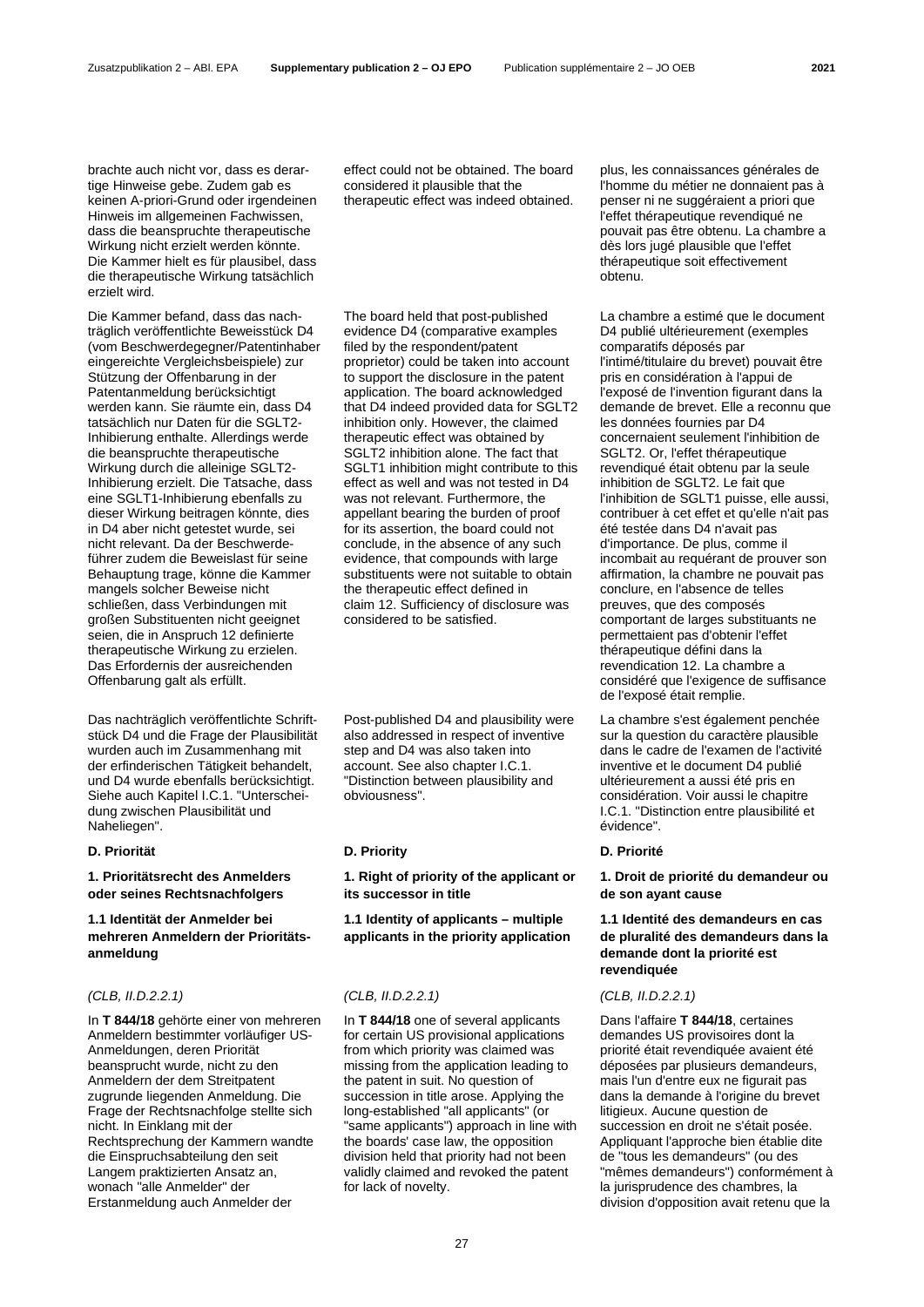brachte auch nicht vor, dass es derartige Hinweise gebe. Zudem gab es keinen A-priori-Grund oder irgendeinen Hinweis im allgemeinen Fachwissen, dass die beanspruchte therapeutische Wirkung nicht erzielt werden könnte. Die Kammer hielt es für plausibel, dass die therapeutische Wirkung tatsächlich erzielt wird.

Die Kammer befand, dass das nachträglich veröffentlichte Beweisstück D4 (vom Beschwerdegegner/Patentinhaber eingereichte Vergleichsbeispiele) zur Stützung der Offenbarung in der Patentanmeldung berücksichtigt werden kann. Sie räumte ein, dass D4 tatsächlich nur Daten für die SGLT2-Inhibierung enthalte. Allerdings werde die beanspruchte therapeutische Wirkung durch die alleinige SGLT2-Inhibierung erzielt. Die Tatsache, dass eine SGLT1-Inhibierung ebenfalls zu dieser Wirkung beitragen könnte, dies in D4 aber nicht getestet wurde, sei nicht relevant. Da der Beschwerdeführer zudem die Beweislast für seine Behauptung trage, könne die Kammer mangels solcher Beweise nicht schließen, dass Verbindungen mit großen Substituenten nicht geeignet seien, die in Anspruch 12 definierte therapeutische Wirkung zu erzielen. Das Erfordernis der ausreichenden Offenbarung galt als erfüllt.

Das nachträglich veröffentlichte Schriftstück D4 und die Frage der Plausibilität wurden auch im Zusammenhang mit der erfinderischen Tätigkeit behandelt, und D4 wurde ebenfalls berücksichtigt. Siehe auch Kapitel I.C.1. "Unterscheidung zwischen Plausibilität und Naheliegen".

effect could not be obtained. The board considered it plausible that the therapeutic effect was indeed obtained.

The board held that post-published evidence D4 (comparative examples filed by the respondent/patent proprietor) could be taken into account to support the disclosure in the patent application. The board acknowledged that D4 indeed provided data for SGLT2 inhibition only. However, the claimed therapeutic effect was obtained by SGLT2 inhibition alone. The fact that SGLT1 inhibition might contribute to this effect as well and was not tested in D4 was not relevant. Furthermore, the appellant bearing the burden of proof for its assertion, the board could not conclude, in the absence of any such evidence, that compounds with large substituents were not suitable to obtain the therapeutic effect defined in claim 12. Sufficiency of disclosure was considered to be satisfied.

Post-published D4 and plausibility were also addressed in respect of inventive step and D4 was also taken into account. See also chapter I.C.1. "Distinction between plausibility and obviousness".

plus, les connaissances générales de l'homme du métier ne donnaient pas à penser ni ne suggéraient a priori que l'effet thérapeutique revendiqué ne pouvait pas être obtenu. La chambre a dès lors jugé plausible que l'effet thérapeutique soit effectivement obtenu.

La chambre a estimé que le document D4 publié ultérieurement (exemples comparatifs déposés par l'intimé/titulaire du brevet) pouvait être pris en considération à l'appui de l'exposé de l'invention figurant dans la demande de brevet. Elle a reconnu que les données fournies par D4 concernaient seulement l'inhibition de SGLT2. Or, l'effet thérapeutique revendiqué était obtenu par la seule inhibition de SGLT2. Le fait que l'inhibition de SGLT1 puisse, elle aussi, contribuer à cet effet et qu'elle n'ait pas été testée dans D4 n'avait pas d'importance. De plus, comme il incombait au requérant de prouver son affirmation, la chambre ne pouvait pas conclure, en l'absence de telles preuves, que des composés comportant de larges substituants ne permettaient pas d'obtenir l'effet thérapeutique défini dans la revendication 12. La chambre a considéré que l'exigence de suffisance de l'exposé était remplie.

La chambre s'est également penchée sur la question du caractère plausible dans le cadre de l'examen de l'activité inventive et le document D4 publié ultérieurement a aussi été pris en considération. Voir aussi le chapitre I.C.1. "Distinction entre plausibilité et évidence".

## D. Priorität

### 1. Prioritätsrecht des Anmelders oder seines Rechtsnachfolgers

#### 1.1 Identität der Anmelder bei mehreren Anmeldern der Prioritätsanmeldung

*(CLB, II.D.2.2.1)*

In **T 844/18** gehörte einer von mehreren Anmeldern bestimmter vorläufiger US-Anmeldungen, deren Priorität beansprucht wurde, nicht zu den Anmeldern der dem Streitpatent zugrunde liegenden Anmeldung. Die Frage der Rechtsnachfolge stellte sich nicht. In Einklang mit der Rechtsprechung der Kammern wandte die Einspruchsabteilung den seit Langem praktizierten Ansatz an, wonach "alle Anmelder" der Erstanmeldung auch Anmelder der

## D. Priority

### 1. Right of priority of the applicant or its successor in title

#### 1.1 Identity of applicants – multiple applicants in the priority application

*(CLB, II.D.2.2.1)*

In **T 844/18** one of several applicants for certain US provisional applications from which priority was claimed was missing from the application leading to the patent in suit. No question of succession in title arose. Applying the long-established "all applicants" (or "same applicants") approach in line with the boards' case law, the opposition division held that priority had not been validly claimed and revoked the patent for lack of novelty.

## D. Priorité

### 1. Droit de priorité du demandeur ou de son ayant cause

#### 1.1 Identité des demandeurs en cas de pluralité des demandeurs dans la demande dont la priorité est revendiquée

*(CLB, II.D.2.2.1)*

Dans l'affaire **T 844/18**, certaines demandes US provisoires dont la priorité était revendiquée avaient été déposées par plusieurs demandeurs, mais l'un d'entre eux ne figurait pas dans la demande à l'origine du brevet litigieux. Aucune question de succession en droit ne s'était posée. Appliquant l'approche bien établie dite de "tous les demandeurs" (ou des "mêmes demandeurs") conformément à la jurisprudence des chambres, la division d'opposition avait retenu que la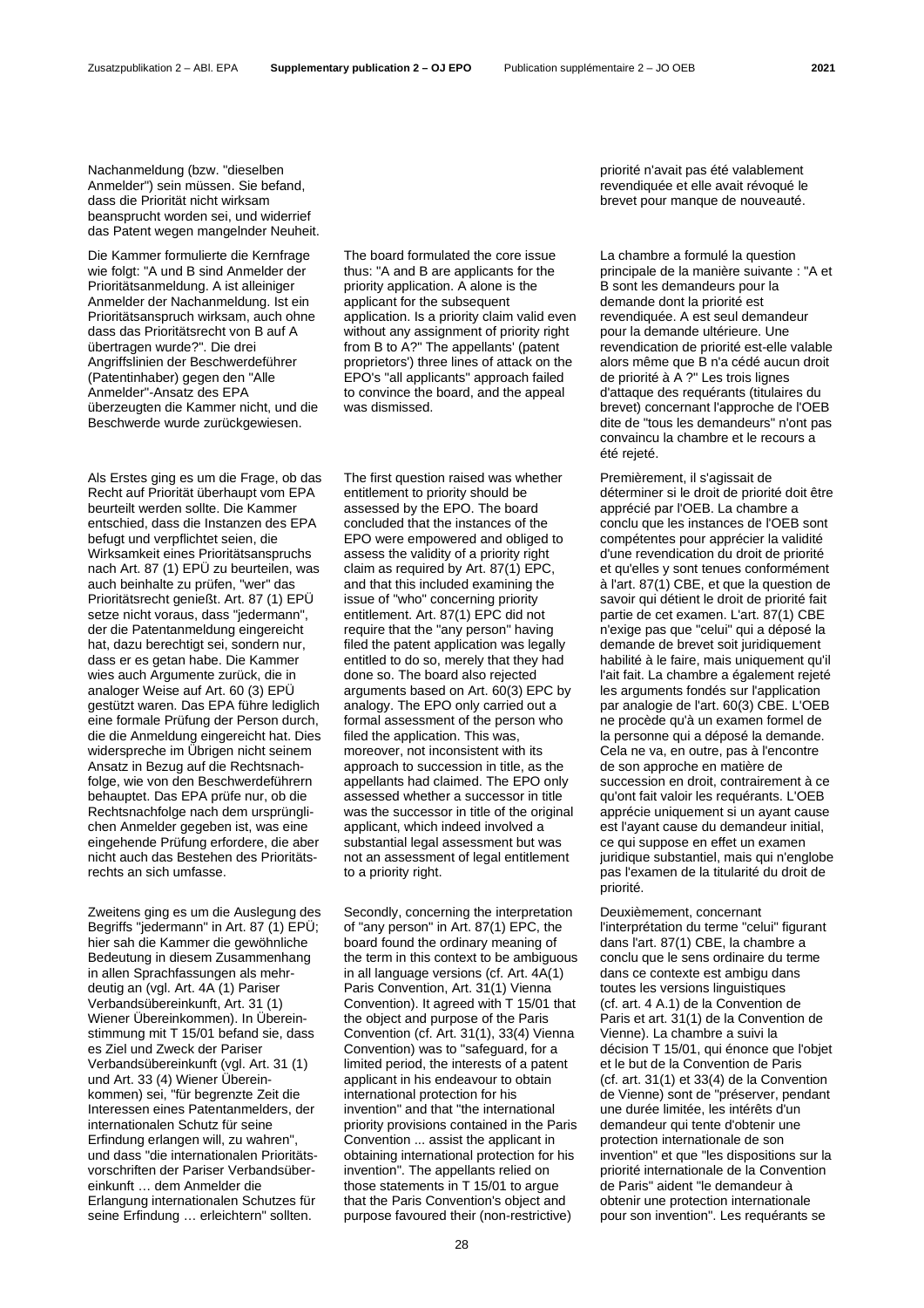Nachanmeldung (bzw. "dieselben Anmelder") sein müssen. Sie befand, dass die Priorität nicht wirksam beansprucht worden sei, und widerrief das Patent wegen mangelnder Neuheit.

Die Kammer formulierte die Kernfrage wie folgt: "A und B sind Anmelder der Prioritätsanmeldung. A ist alleiniger Anmelder der Nachanmeldung. Ist ein Prioritätsanspruch wirksam, auch ohne dass das Prioritätsrecht von B auf A übertragen wurde?". Die drei Angriffslinien der Beschwerdeführer (Patentinhaber) gegen den "Alle Anmelder"-Ansatz des EPA überzeugten die Kammer nicht, und die Beschwerde wurde zurückgewiesen.

Als Erstes ging es um die Frage, ob das Recht auf Priorität überhaupt vom EPA beurteilt werden sollte. Die Kammer entschied, dass die Instanzen des EPA befugt und verpflichtet seien, die Wirksamkeit eines Prioritätsanspruchs nach Art. 87 (1) EPÜ zu beurteilen, was auch beinhalte zu prüfen, "wer" das Prioritätsrecht genießt. Art. 87 (1) EPÜ setze nicht voraus, dass "jedermann", der die Patentanmeldung eingereicht hat, dazu berechtigt sei, sondern nur, dass er es getan habe. Die Kammer wies auch Argumente zurück, die in analoger Weise auf Art. 60 (3) EPÜ gestützt waren. Das EPA führe lediglich eine formale Prüfung der Person durch, die die Anmeldung eingereicht hat. Dies widerspreche im Übrigen nicht seinem Ansatz in Bezug auf die Rechtsnachfolge, wie von den Beschwerdeführern behauptet. Das EPA prüfe nur, ob die Rechtsnachfolge nach dem ursprünglichen Anmelder gegeben ist, was eine eingehende Prüfung erfordere, die aber nicht auch das Bestehen des Prioritätsrechts an sich umfasse.

Zweitens ging es um die Auslegung des Begriffs "jedermann" in Art. 87 (1) EPÜ; hier sah die Kammer die gewöhnliche Bedeutung in diesem Zusammenhang in allen Sprachfassungen als mehrdeutig an (vgl. Art. 4A (1) Pariser Verbandsübereinkunft, Art. 31 (1) Wiener Übereinkommen). In Übereinstimmung mit T 15/01 befand sie, dass es Ziel und Zweck der Pariser Verbandsübereinkunft (vgl. Art. 31 (1) und Art. 33 (4) Wiener Übereinkommen) sei, "für begrenzte Zeit die Interessen eines Patentanmelders, der internationalen Schutz für seine Erfindung erlangen will, zu wahren", und dass "die internationalen Prioritätsvorschriften der Pariser Verbandsübereinkunft … dem Anmelder die Erlangung internationalen Schutzes für seine Erfindung … erleichtern" sollten.

The board formulated the core issue thus: "A and B are applicants for the priority application. A alone is the applicant for the subsequent application. Is a priority claim valid even without any assignment of priority right from B to A?" The appellants' (patent proprietors') three lines of attack on the EPO's "all applicants" approach failed to convince the board, and the appeal was dismissed.

The first question raised was whether entitlement to priority should be assessed by the EPO. The board concluded that the instances of the EPO were empowered and obliged to assess the validity of a priority right claim as required by Art. 87(1) EPC, and that this included examining the issue of "who" concerning priority entitlement. Art. 87(1) EPC did not require that the "any person" having filed the patent application was legally entitled to do so, merely that they had done so. The board also rejected arguments based on Art. 60(3) EPC by analogy. The EPO only carried out a formal assessment of the person who filed the application. This was, moreover, not inconsistent with its approach to succession in title, as the appellants had claimed. The EPO only assessed whether a successor in title was the successor in title of the original applicant, which indeed involved a substantial legal assessment but was not an assessment of legal entitlement to a priority right.

Secondly, concerning the interpretation of "any person" in Art. 87(1) EPC, the board found the ordinary meaning of the term in this context to be ambiguous in all language versions (cf. Art. 4A(1) Paris Convention, Art. 31(1) Vienna Convention). It agreed with T 15/01 that the object and purpose of the Paris Convention (cf. Art. 31(1), 33(4) Vienna Convention) was to "safeguard, for a limited period, the interests of a patent applicant in his endeavour to obtain international protection for his invention" and that "the international priority provisions contained in the Paris Convention ... assist the applicant in obtaining international protection for his invention". The appellants relied on those statements in T 15/01 to argue that the Paris Convention's object and purpose favoured their (non-restrictive)

priorité n'avait pas été valablement revendiquée et elle avait révoqué le brevet pour manque de nouveauté.

La chambre a formulé la question principale de la manière suivante : "A et B sont les demandeurs pour la demande dont la priorité est revendiquée. A est seul demandeur pour la demande ultérieure. Une revendication de priorité est-elle valable alors même que B n'a cédé aucun droit de priorité à A ?" Les trois lignes d'attaque des requérants (titulaires du brevet) concernant l'approche de l'OEB dite de "tous les demandeurs" n'ont pas convaincu la chambre et le recours a été rejeté.

Premièrement, il s'agissait de déterminer si le droit de priorité doit être apprécié par l'OEB. La chambre a conclu que les instances de l'OEB sont compétentes pour apprécier la validité d'une revendication du droit de priorité et qu'elles y sont tenues conformément à l'art. 87(1) CBE, et que la question de savoir qui détient le droit de priorité fait partie de cet examen. L'art. 87(1) CBE n'exige pas que "celui" qui a déposé la demande de brevet soit juridiquement habilité à le faire, mais uniquement qu'il l'ait fait. La chambre a également rejeté les arguments fondés sur l'application par analogie de l'art. 60(3) CBE. L'OEB ne procède qu'à un examen formel de la personne qui a déposé la demande. Cela ne va, en outre, pas à l'encontre de son approche en matière de succession en droit, contrairement à ce qu'ont fait valoir les requérants. L'OEB apprécie uniquement si un ayant cause est l'ayant cause du demandeur initial, ce qui suppose en effet un examen juridique substantiel, mais qui n'englobe pas l'examen de la titularité du droit de priorité.

Deuxièmement, concernant l'interprétation du terme "celui" figurant dans l'art. 87(1) CBE, la chambre a conclu que le sens ordinaire du terme dans ce contexte est ambigu dans toutes les versions linguistiques (cf. art. 4 A.1) de la Convention de Paris et art. 31(1) de la Convention de Vienne). La chambre a suivi la décision T 15/01, qui énonce que l'objet et le but de la Convention de Paris (cf. art. 31(1) et 33(4) de la Convention de Vienne) sont de "préserver, pendant une durée limitée, les intérêts d'un demandeur qui tente d'obtenir une protection internationale de son invention" et que "les dispositions sur la priorité internationale de la Convention de Paris" aident "le demandeur à obtenir une protection internationale pour son invention". Les requérants se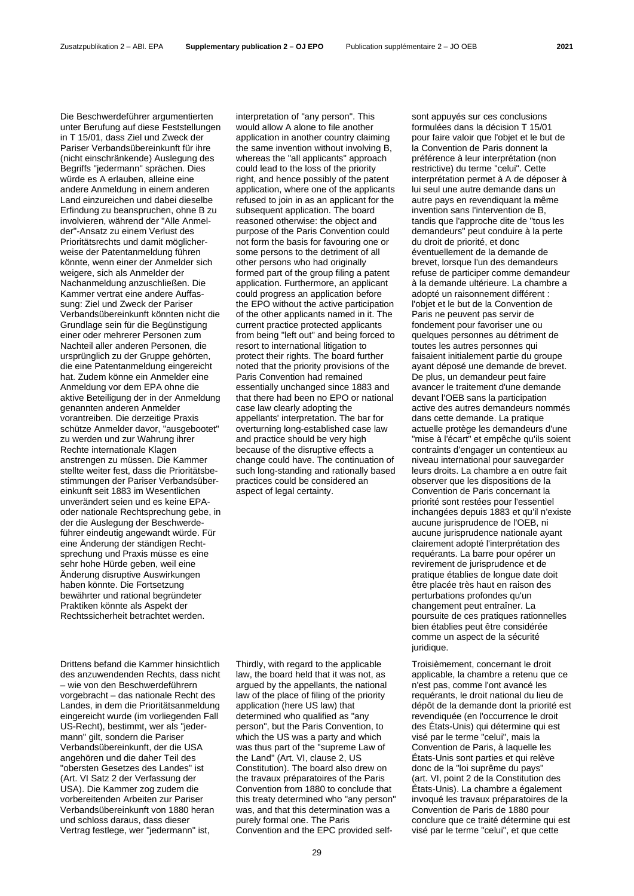Die Beschwerdeführer argumentierten unter Berufung auf diese Feststellungen in T 15/01, dass Ziel und Zweck der Pariser Verbandsübereinkunft für ihre (nicht einschränkende) Auslegung des Begriffs "jedermann" sprächen. Dies würde es A erlauben, alleine eine andere Anmeldung in einem anderen Land einzureichen und dabei dieselbe Erfindung zu beanspruchen, ohne B zu involvieren, während der "Alle Anmelder"-Ansatz zu einem Verlust des Prioritätsrechts und damit möglicherweise der Patentanmeldung führen könnte, wenn einer der Anmelder sich weigere, sich als Anmelder der Nachanmeldung anzuschließen. Die Kammer vertrat eine andere Auffassung: Ziel und Zweck der Pariser Verbandsübereinkunft könnten nicht die Grundlage sein für die Begünstigung einer oder mehrerer Personen zum Nachteil aller anderen Personen, die ursprünglich zu der Gruppe gehörten, die eine Patentanmeldung eingereicht hat. Zudem könne ein Anmelder eine Anmeldung vor dem EPA ohne die aktive Beteiligung der in der Anmeldung genannten anderen Anmelder vorantreiben. Die derzeitige Praxis schütze Anmelder davor, "ausgebootet" zu werden und zur Wahrung ihrer Rechte internationale Klagen anstrengen zu müssen. Die Kammer stellte weiter fest, dass die Prioritätsbestimmungen der Pariser Verbandsübereinkunft seit 1883 im Wesentlichen unverändert seien und es keine EPA- oder nationale Rechtsprechung gebe, in der die Auslegung der Beschwerdeführer eindeutig angewandt würde. Für eine Änderung der ständigen Rechtsprechung und Praxis müsse es eine sehr hohe Hürde geben, weil eine Änderung disruptive Auswirkungen haben könnte. Die Fortsetzung bewährter und rational begründeter Praktiken könnte als Aspekt der Rechtssicherheit betrachtet werden.

Drittens befand die Kammer hinsichtlich des anzuwendenden Rechts, dass nicht – wie von den Beschwerdeführern vorgebracht – das nationale Recht des Landes, in dem die Prioritätsanmeldung eingereicht wurde (im vorliegenden Fall US-Recht), bestimmt, wer als "jedermann" gilt, sondern die Pariser Verbandsübereinkunft, der die USA angehören und die daher Teil des "obersten Gesetzes des Landes" ist (Art. VI Satz 2 der Verfassung der USA). Die Kammer zog zudem die vorbereitenden Arbeiten zur Pariser Verbandsübereinkunft von 1880 heran und schloss daraus, dass dieser Vertrag festlege, wer "jedermann" ist,

interpretation of "any person". This would allow A alone to file another application in another country claiming the same invention without involving B, whereas the "all applicants" approach could lead to the loss of the priority right, and hence possibly of the patent application, where one of the applicants refused to join in as an applicant for the subsequent application. The board reasoned otherwise: the object and purpose of the Paris Convention could not form the basis for favouring one or some persons to the detriment of all other persons who had originally formed part of the group filing a patent application. Furthermore, an applicant could progress an application before the EPO without the active participation of the other applicants named in it. The current practice protected applicants from being "left out" and being forced to resort to international litigation to protect their rights. The board further noted that the priority provisions of the Paris Convention had remained essentially unchanged since 1883 and that there had been no EPO or national case law clearly adopting the appellants' interpretation. The bar for overturning long-established case law and practice should be very high because of the disruptive effects a change could have. The continuation of such long-standing and rationally based practices could be considered an aspect of legal certainty.

Thirdly, with regard to the applicable law, the board held that it was not, as argued by the appellants, the national law of the place of filing of the priority application (here US law) that determined who qualified as "any person", but the Paris Convention, to which the US was a party and which was thus part of the "supreme Law of the Land" (Art. VI, clause 2, US Constitution). The board also drew on the travaux préparatoires of the Paris Convention from 1880 to conclude that this treaty determined who "any person" was, and that this determination was a purely formal one. The Paris Convention and the EPC provided self-

sont appuyés sur ces conclusions formulées dans la décision T 15/01 pour faire valoir que l'objet et le but de la Convention de Paris donnent la préférence à leur interprétation (non restrictive) du terme "celui". Cette interprétation permet à A de déposer à lui seul une autre demande dans un autre pays en revendiquant la même invention sans l'intervention de B, tandis que l'approche dite de "tous les demandeurs" peut conduire à la perte du droit de priorité, et donc éventuellement de la demande de brevet, lorsque l'un des demandeurs refuse de participer comme demandeur à la demande ultérieure. La chambre a adopté un raisonnement différent : l'objet et le but de la Convention de Paris ne peuvent pas servir de fondement pour favoriser une ou quelques personnes au détriment de toutes les autres personnes qui faisaient initialement partie du groupe ayant déposé une demande de brevet. De plus, un demandeur peut faire avancer le traitement d'une demande devant l'OEB sans la participation active des autres demandeurs nommés dans cette demande. La pratique actuelle protège les demandeurs d'une "mise à l'écart" et empêche qu'ils soient contraints d'engager un contentieux au niveau international pour sauvegarder leurs droits. La chambre a en outre fait observer que les dispositions de la Convention de Paris concernant la priorité sont restées pour l'essentiel inchangées depuis 1883 et qu'il n'existe aucune jurisprudence de l'OEB, ni aucune jurisprudence nationale ayant clairement adopté l'interprétation des requérants. La barre pour opérer un revirement de jurisprudence et de pratique établies de longue date doit être placée très haut en raison des perturbations profondes qu'un changement peut entraîner. La poursuite de ces pratiques rationnelles bien établies peut être considérée comme un aspect de la sécurité juridique.

Troisièmement, concernant le droit applicable, la chambre a retenu que ce n'est pas, comme l'ont avancé les requérants, le droit national du lieu de dépôt de la demande dont la priorité est revendiquée (en l'occurrence le droit des États-Unis) qui détermine qui est visé par le terme "celui", mais la Convention de Paris, à laquelle les États-Unis sont parties et qui relève donc de la "loi suprême du pays" (art. VI, point 2 de la Constitution des États-Unis). La chambre a également invoqué les travaux préparatoires de la Convention de Paris de 1880 pour conclure que ce traité détermine qui est visé par le terme "celui", et que cette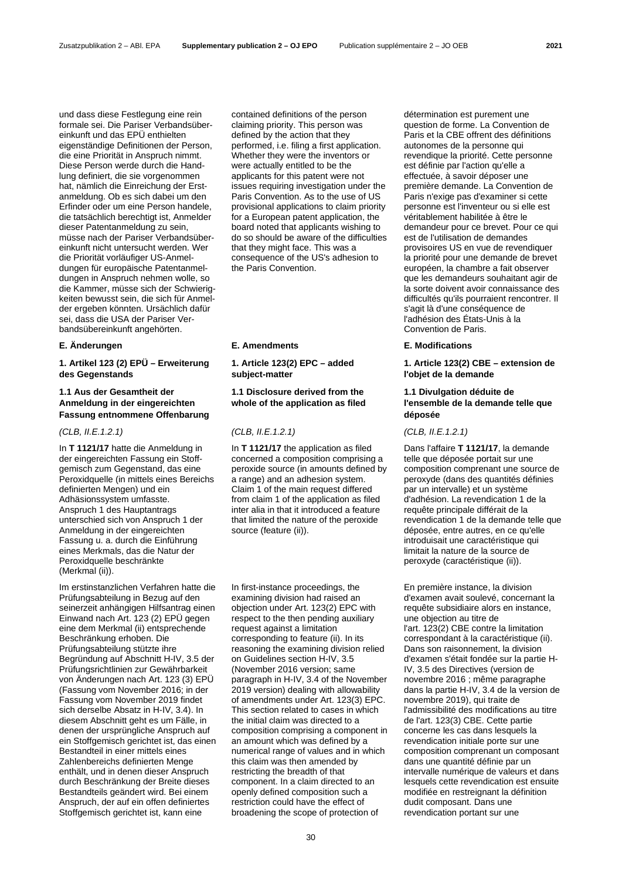und dass diese Festlegung eine rein formale sei. Die Pariser Verbandsübereinkunft und das EPÜ enthielten eigenständige Definitionen der Person, die eine Priorität in Anspruch nimmt. Diese Person werde durch die Handlung definiert, die sie vorgenommen hat, nämlich die Einreichung der Erstanmeldung. Ob es sich dabei um den Erfinder oder um eine Person handele, die tatsächlich berechtigt ist, Anmelder dieser Patentanmeldung zu sein, müsse nach der Pariser Verbandsübereinkunft nicht untersucht werden. Wer die Priorität vorläufiger US-Anmeldungen für europäische Patentanmeldungen in Anspruch nehmen wolle, so die Kammer, müsse sich der Schwierigkeiten bewusst sein, die sich für Anmelder ergeben könnten. Ursächlich dafür sei, dass die USA der Pariser Verbandsübereinkunft angehörten.

**E. Änderungen**

**1. Artikel 123 (2) EPÜ – Erweiterung des Gegenstands**

**1.1 Aus der Gesamtheit der Anmeldung in der eingereichten Fassung entnommene Offenbarung**

*(CLB, II.E.1.2.1)*

In **T 1121/17** hatte die Anmeldung in der eingereichten Fassung ein Stoffgemisch zum Gegenstand, das eine Peroxidquelle (in mittels eines Bereichs definierten Mengen) und ein Adhäsionssystem umfasste. Anspruch 1 des Hauptantrags unterschied sich von Anspruch 1 der Anmeldung in der eingereichten Fassung u. a. durch die Einführung eines Merkmals, das die Natur der Peroxidquelle beschränkte (Merkmal (ii)).

Im erstinstanzlichen Verfahren hatte die Prüfungsabteilung in Bezug auf den seinerzeit anhängigen Hilfsantrag einen Einwand nach Art. 123 (2) EPÜ gegen eine dem Merkmal (ii) entsprechende Beschränkung erhoben. Die Prüfungsabteilung stützte ihre Begründung auf Abschnitt H-IV, 3.5 der Prüfungsrichtlinien zur Gewährbarkeit von Änderungen nach Art. 123 (3) EPÜ (Fassung vom November 2016; in der Fassung vom November 2019 findet sich derselbe Absatz in H-IV, 3.4). In diesem Abschnitt geht es um Fälle, in denen der ursprüngliche Anspruch auf ein Stoffgemisch gerichtet ist, das einen Bestandteil in einer mittels eines Zahlenbereichs definierten Menge enthält, und in denen dieser Anspruch durch Beschränkung der Breite dieses Bestandteils geändert wird. Bei einem Anspruch, der auf ein offen definiertes Stoffgemisch gerichtet ist, kann eine

contained definitions of the person claiming priority. This person was defined by the action that they performed, i.e. filing a first application. Whether they were the inventors or were actually entitled to be the applicants for this patent were not issues requiring investigation under the Paris Convention. As to the use of US provisional applications to claim priority for a European patent application, the board noted that applicants wishing to do so should be aware of the difficulties that they might face. This was a consequence of the US's adhesion to the Paris Convention.

**E. Amendments**

**1. Article 123(2) EPC – added subject-matter**

**1.1 Disclosure derived from the whole of the application as filed**

*(CLB, II.E.1.2.1)*

In **T 1121/17** the application as filed concerned a composition comprising a peroxide source (in amounts defined by a range) and an adhesion system. Claim 1 of the main request differed from claim 1 of the application as filed inter alia in that it introduced a feature that limited the nature of the peroxide source (feature (ii)).

In first-instance proceedings, the examining division had raised an objection under Art. 123(2) EPC with respect to the then pending auxiliary request against a limitation corresponding to feature (ii). In its reasoning the examining division relied on Guidelines section H-IV, 3.5 (November 2016 version; same paragraph in H-IV, 3.4 of the November 2019 version) dealing with allowability of amendments under Art. 123(3) EPC. This section related to cases in which the initial claim was directed to a composition comprising a component in an amount which was defined by a numerical range of values and in which this claim was then amended by restricting the breadth of that component. In a claim directed to an openly defined composition such a restriction could have the effect of broadening the scope of protection of

détermination est purement une question de forme. La Convention de Paris et la CBE offrent des définitions autonomes de la personne qui revendique la priorité. Cette personne est définie par l'action qu'elle a effectuée, à savoir déposer une première demande. La Convention de Paris n'exige pas d'examiner si cette personne est l'inventeur ou si elle est véritablement habilitée à être le demandeur pour ce brevet. Pour ce qui est de l'utilisation de demandes provisoires US en vue de revendiquer la priorité pour une demande de brevet européen, la chambre a fait observer que les demandeurs souhaitant agir de la sorte doivent avoir connaissance des difficultés qu'ils pourraient rencontrer. Il s'agit là d'une conséquence de l'adhésion des États-Unis à la Convention de Paris.

**E. Modifications**

**1. Article 123(2) CBE – extension de l'objet de la demande**

**1.1 Divulgation déduite de l'ensemble de la demande telle que déposée**

*(CLB, II.E.1.2.1)*

Dans l'affaire **T 1121/17**, la demande telle que déposée portait sur une composition comprenant une source de peroxyde (dans des quantités définies par un intervalle) et un système d'adhésion. La revendication 1 de la requête principale différait de la revendication 1 de la demande telle que déposée, entre autres, en ce qu'elle introduisait une caractéristique qui limitait la nature de la source de peroxyde (caractéristique (ii)).

En première instance, la division d'examen avait soulevé, concernant la requête subsidiaire alors en instance, une objection au titre de l'art. 123(2) CBE contre la limitation correspondant à la caractéristique (ii). Dans son raisonnement, la division d'examen s'était fondée sur la partie H-IV, 3.5 des Directives (version de novembre 2016 ; même paragraphe dans la partie H-IV, 3.4 de la version de novembre 2019), qui traite de l'admissibilité des modifications au titre de l'art. 123(3) CBE. Cette partie concerne les cas dans lesquels la revendication initiale porte sur une composition comprenant un composant dans une quantité définie par un intervalle numérique de valeurs et dans lesquels cette revendication est ensuite modifiée en restreignant la définition dudit composant. Dans une revendication portant sur une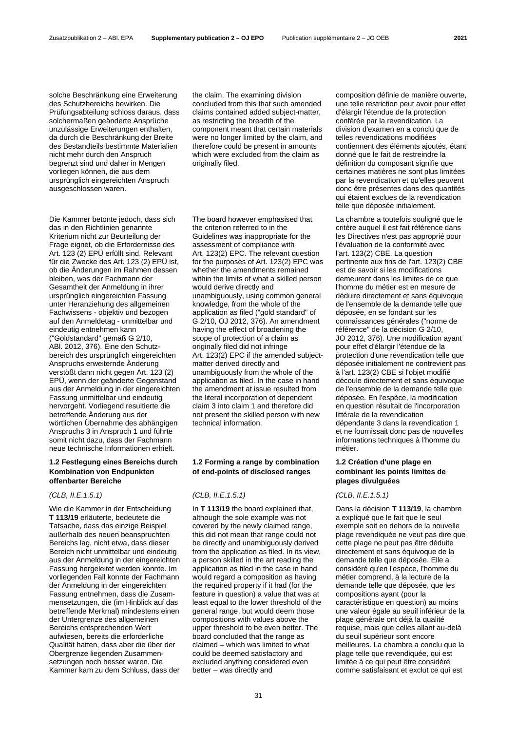solche Beschränkung eine Erweiterung des Schutzbereichs bewirken. Die Prüfungsabteilung schloss daraus, dass solchermaßen geänderte Ansprüche unzulässige Erweiterungen enthalten, da durch die Beschränkung der Breite des Bestandteils bestimmte Materialien nicht mehr durch den Anspruch begrenzt sind und daher in Mengen vorliegen können, die aus dem ursprünglich eingereichten Anspruch ausgeschlossen waren.

Die Kammer betonte jedoch, dass sich das in den Richtlinien genannte Kriterium nicht zur Beurteilung der Frage eignet, ob die Erfordernisse des Art. 123 (2) EPÜ erfüllt sind. Relevant für die Zwecke des Art. 123 (2) EPÜ ist, ob die Änderungen im Rahmen dessen bleiben, was der Fachmann der Gesamtheit der Anmeldung in ihrer ursprünglich eingereichten Fassung unter Heranziehung des allgemeinen Fachwissens - objektiv und bezogen auf den Anmeldetag - unmittelbar und eindeutig entnehmen kann ("Goldstandard" gemäß G 2/10, ABl. 2012, 376). Eine den Schutzbereich des ursprünglich eingereichten Anspruchs erweiternde Änderung verstößt dann nicht gegen Art. 123 (2) EPÜ, wenn der geänderte Gegenstand aus der Anmeldung in der eingereichten Fassung unmittelbar und eindeutig hervorgeht. Vorliegend resultierte die betreffende Änderung aus der wörtlichen Übernahme des abhängigen Anspruchs 3 in Anspruch 1 und führte somit nicht dazu, dass der Fachmann neue technische Informationen erhielt.

**1.2 Festlegung eines Bereichs durch Kombination von Endpunkten offenbarter Bereiche**

*(CLB, II.E.1.5.1)*

Wie die Kammer in der Entscheidung **T 113/19** erläuterte, bedeutete die Tatsache, dass das einzige Beispiel außerhalb des neuen beanspruchten Bereichs lag, nicht etwa, dass dieser Bereich nicht unmittelbar und eindeutig aus der Anmeldung in der eingereichten Fassung hergeleitet werden konnte. Im vorliegenden Fall konnte der Fachmann der Anmeldung in der eingereichten Fassung entnehmen, dass die Zusammensetzungen, die (im Hinblick auf das betreffende Merkmal) mindestens einen der Untergrenze des allgemeinen Bereichs entsprechenden Wert aufwiesen, bereits die erforderliche Qualität hatten, dass aber die über der Obergrenze liegenden Zusammensetzungen noch besser waren. Die Kammer kam zu dem Schluss, dass der

the claim. The examining division concluded from this that such amended claims contained added subject-matter, as restricting the breadth of the component meant that certain materials were no longer limited by the claim, and therefore could be present in amounts which were excluded from the claim as originally filed.

The board however emphasised that the criterion referred to in the Guidelines was inappropriate for the assessment of compliance with Art. 123(2) EPC. The relevant question for the purposes of Art. 123(2) EPC was whether the amendments remained within the limits of what a skilled person would derive directly and unambiguously, using common general knowledge, from the whole of the application as filed ("gold standard" of G 2/10, OJ 2012, 376). An amendment having the effect of broadening the scope of protection of a claim as originally filed did not infringe Art. 123(2) EPC if the amended subject-matter derived directly and unambiguously from the whole of the application as filed. In the case in hand the amendment at issue resulted from the literal incorporation of dependent claim 3 into claim 1 and therefore did not present the skilled person with new technical information.

**1.2 Forming a range by combination of end-points of disclosed ranges**

*(CLB, II.E.1.5.1)*

In **T 113/19** the board explained that, although the sole example was not covered by the newly claimed range, this did not mean that range could not be directly and unambiguously derived from the application as filed. In its view, a person skilled in the art reading the application as filed in the case in hand would regard a composition as having the required property if it had (for the feature in question) a value that was at least equal to the lower threshold of the general range, but would deem those compositions with values above the upper threshold to be even better. The board concluded that the range as claimed – which was limited to what could be deemed satisfactory and excluded anything considered even better – was directly and

composition définie de manière ouverte, une telle restriction peut avoir pour effet d'élargir l'étendue de la protection conférée par la revendication. La division d'examen en a conclu que de telles revendications modifiées contiennent des éléments ajoutés, étant donné que le fait de restreindre la définition du composant signifie que certaines matières ne sont plus limitées par la revendication et qu'elles peuvent donc être présentes dans des quantités qui étaient exclues de la revendication telle que déposée initialement.

La chambre a toutefois souligné que le critère auquel il est fait référence dans les Directives n'est pas approprié pour l'évaluation de la conformité avec l'art. 123(2) CBE. La question pertinente aux fins de l'art. 123(2) CBE est de savoir si les modifications demeurent dans les limites de ce que l'homme du métier est en mesure de déduire directement et sans équivoque de l'ensemble de la demande telle que déposée, en se fondant sur les connaissances générales ("norme de référence" de la décision G 2/10, JO 2012, 376). Une modification ayant pour effet d'élargir l'étendue de la protection d'une revendication telle que déposée initialement ne contrevient pas à l'art. 123(2) CBE si l'objet modifié découle directement et sans équivoque de l'ensemble de la demande telle que déposée. En l'espèce, la modification en question résultait de l'incorporation littérale de la revendication dépendante 3 dans la revendication 1 et ne fournissait donc pas de nouvelles informations techniques à l'homme du métier.

**1.2 Création d'une plage en combinant les points limites de plages divulguées**

*(CLB, II.E.1.5.1)*

Dans la décision **T 113/19**, la chambre a expliqué que le fait que le seul exemple soit en dehors de la nouvelle plage revendiquée ne veut pas dire que cette plage ne peut pas être déduite directement et sans équivoque de la demande telle que déposée. Elle a considéré qu'en l'espèce, l'homme du métier comprend, à la lecture de la demande telle que déposée, que les compositions ayant (pour la caractéristique en question) au moins une valeur égale au seuil inférieur de la plage générale ont déjà la qualité requise, mais que celles allant au-delà du seuil supérieur sont encore meilleures. La chambre a conclu que la plage telle que revendiquée, qui est limitée à ce qui peut être considéré comme satisfaisant et exclut ce qui est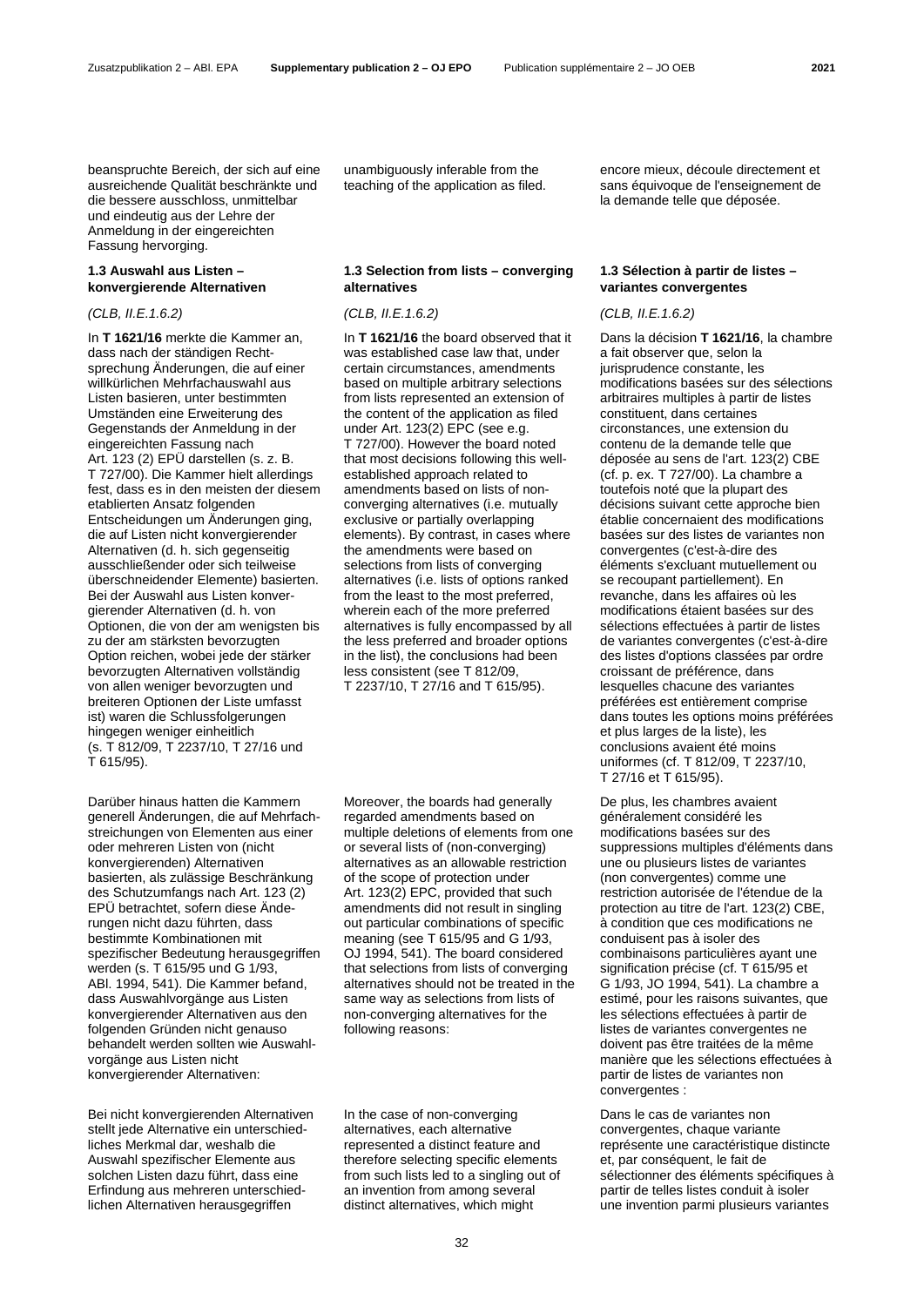beanspruchte Bereich, der sich auf eine ausreichende Qualität beschränkte und die bessere ausschloss, unmittelbar und eindeutig aus der Lehre der Anmeldung in der eingereichten Fassung hervorging.

### 1.3 Auswahl aus Listen – konvergierende Alternativen

*(CLB, II.E.1.6.2)*

In **T 1621/16** merkte die Kammer an, dass nach der ständigen Rechtsprechung Änderungen, die auf einer willkürlichen Mehrfachauswahl aus Listen basieren, unter bestimmten Umständen eine Erweiterung des Gegenstands der Anmeldung in der eingereichten Fassung nach Art. 123 (2) EPÜ darstellen (s. z. B. T 727/00). Die Kammer hielt allerdings fest, dass es in den meisten der diesem etablierten Ansatz folgenden Entscheidungen um Änderungen ging, die auf Listen nicht konvergierender Alternativen (d. h. sich gegenseitig ausschließender oder sich teilweise überschneidender Elemente) basierten. Bei der Auswahl aus Listen konvergierender Alternativen (d. h. von Optionen, die von der am wenigsten bis zu der am stärksten bevorzugten Option reichen, wobei jede der stärker bevorzugten Alternativen vollständig von allen weniger bevorzugten und breiteren Optionen der Liste umfasst ist) waren die Schlussfolgerungen hingegen weniger einheitlich (s. T 812/09, T 2237/10, T 27/16 und T 615/95).

Darüber hinaus hatten die Kammern generell Änderungen, die auf Mehrfachstreichungen von Elementen aus einer oder mehreren Listen von (nicht konvergierenden) Alternativen basierten, als zulässige Beschränkung des Schutzumfangs nach Art. 123 (2) EPÜ betrachtet, sofern diese Änderungen nicht dazu führten, dass bestimmte Kombinationen mit spezifischer Bedeutung herausgegriffen werden (s. T 615/95 und G 1/93, ABl. 1994, 541). Die Kammer befand, dass Auswahlvorgänge aus Listen konvergierender Alternativen aus den folgenden Gründen nicht genauso behandelt werden sollten wie Auswahlvorgänge aus Listen nicht konvergierender Alternativen:

Bei nicht konvergierenden Alternativen stellt jede Alternative ein unterschiedliches Merkmal dar, weshalb die Auswahl spezifischer Elemente aus solchen Listen dazu führt, dass eine Erfindung aus mehreren unterschiedlichen Alternativen herausgegriffen

unambiguously inferable from the teaching of the application as filed.

### 1.3 Selection from lists – converging alternatives

*(CLB, II.E.1.6.2)*

In **T 1621/16** the board observed that it was established case law that, under certain circumstances, amendments based on multiple arbitrary selections from lists represented an extension of the content of the application as filed under Art. 123(2) EPC (see e.g. T 727/00). However the board noted that most decisions following this well-established approach related to amendments based on lists of non-converging alternatives (i.e. mutually exclusive or partially overlapping elements). By contrast, in cases where the amendments were based on selections from lists of converging alternatives (i.e. lists of options ranked from the least to the most preferred, wherein each of the more preferred alternatives is fully encompassed by all the less preferred and broader options in the list), the conclusions had been less consistent (see T 812/09, T 2237/10, T 27/16 and T 615/95).

Moreover, the boards had generally regarded amendments based on multiple deletions of elements from one or several lists of (non-converging) alternatives as an allowable restriction of the scope of protection under Art. 123(2) EPC, provided that such amendments did not result in singling out particular combinations of specific meaning (see T 615/95 and G 1/93, OJ 1994, 541). The board considered that selections from lists of converging alternatives should not be treated in the same way as selections from lists of non-converging alternatives for the following reasons:

In the case of non-converging alternatives, each alternative represented a distinct feature and therefore selecting specific elements from such lists led to a singling out of an invention from among several distinct alternatives, which might

encore mieux, découle directement et sans équivoque de l'enseignement de la demande telle que déposée.

### 1.3 Sélection à partir de listes – variantes convergentes

*(CLB, II.E.1.6.2)*

Dans la décision **T 1621/16**, la chambre a fait observer que, selon la jurisprudence constante, les modifications basées sur des sélections arbitraires multiples à partir de listes constituent, dans certaines circonstances, une extension du contenu de la demande telle que déposée au sens de l'art. 123(2) CBE (cf. p. ex. T 727/00). La chambre a toutefois noté que la plupart des décisions suivant cette approche bien établie concernaient des modifications basées sur des listes de variantes non convergentes (c'est-à-dire des éléments s'excluant mutuellement ou se recoupant partiellement). En revanche, dans les affaires où les modifications étaient basées sur des sélections effectuées à partir de listes de variantes convergentes (c'est-à-dire des listes d'options classées par ordre croissant de préférence, dans lesquelles chacune des variantes préférées est entièrement comprise dans toutes les options moins préférées et plus larges de la liste), les conclusions avaient été moins uniformes (cf. T 812/09, T 2237/10, T 27/16 et T 615/95).

De plus, les chambres avaient généralement considéré les modifications basées sur des suppressions multiples d'éléments dans une ou plusieurs listes de variantes (non convergentes) comme une restriction autorisée de l'étendue de la protection au titre de l'art. 123(2) CBE, à condition que ces modifications ne conduisent pas à isoler des combinaisons particulières ayant une signification précise (cf. T 615/95 et G 1/93, JO 1994, 541). La chambre a estimé, pour les raisons suivantes, que les sélections effectuées à partir de listes de variantes convergentes ne doivent pas être traitées de la même manière que les sélections effectuées à partir de listes de variantes non convergentes :

Dans le cas de variantes non convergentes, chaque variante représente une caractéristique distincte et, par conséquent, le fait de sélectionner des éléments spécifiques à partir de telles listes conduit à isoler une invention parmi plusieurs variantes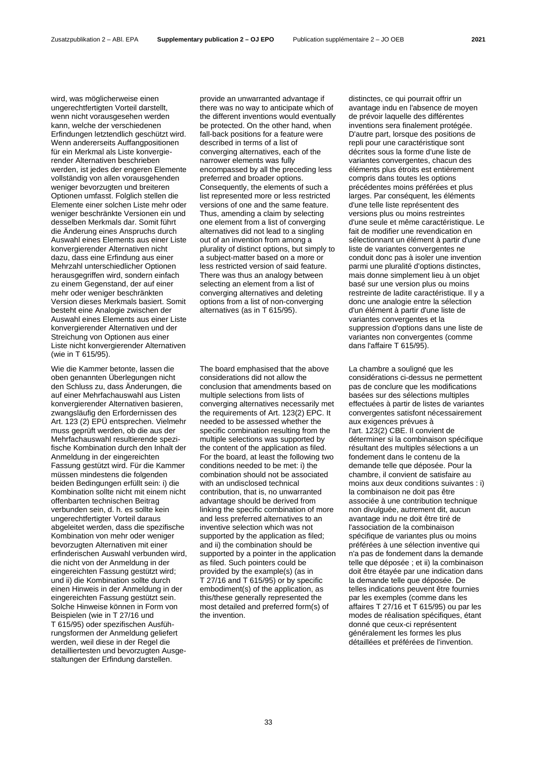wird, was möglicherweise einen ungerechtfertigten Vorteil darstellt, wenn nicht vorausgesehen werden kann, welche der verschiedenen Erfindungen letztendlich geschützt wird. Wenn andererseits Auffangpositionen für ein Merkmal als Liste konvergierender Alternativen beschrieben werden, ist jedes der engeren Elemente vollständig von allen vorausgehenden weniger bevorzugten und breiteren Optionen umfasst. Folglich stellen die Elemente einer solchen Liste mehr oder weniger beschränkte Versionen ein und desselben Merkmals dar. Somit führt die Änderung eines Anspruchs durch Auswahl eines Elements aus einer Liste konvergierender Alternativen nicht dazu, dass eine Erfindung aus einer Mehrzahl unterschiedlicher Optionen herausgegriffen wird, sondern einfach zu einem Gegenstand, der auf einer mehr oder weniger beschränkten Version dieses Merkmals basiert. Somit besteht eine Analogie zwischen der Auswahl eines Elements aus einer Liste konvergierender Alternativen und der Streichung von Optionen aus einer Liste nicht konvergierender Alternativen (wie in T 615/95).

Wie die Kammer betonte, lassen die oben genannten Überlegungen nicht den Schluss zu, dass Änderungen, die auf einer Mehrfachauswahl aus Listen konvergierender Alternativen basieren, zwangsläufig den Erfordernissen des Art. 123 (2) EPÜ entsprechen. Vielmehr muss geprüft werden, ob die aus der Mehrfachauswahl resultierende spezifische Kombination durch den Inhalt der Anmeldung in der eingereichten Fassung gestützt wird. Für die Kammer müssen mindestens die folgenden beiden Bedingungen erfüllt sein: i) die Kombination sollte nicht mit einem nicht offenbarten technischen Beitrag verbunden sein, d. h. es sollte kein ungerechtfertigter Vorteil daraus abgeleitet werden, dass die spezifische Kombination von mehr oder weniger bevorzugten Alternativen mit einer erfinderischen Auswahl verbunden wird, die nicht von der Anmeldung in der eingereichten Fassung gestützt wird; und ii) die Kombination sollte durch einen Hinweis in der Anmeldung in der eingereichten Fassung gestützt sein. Solche Hinweise können in Form von Beispielen (wie in T 27/16 und T 615/95) oder spezifischen Ausführungsformen der Anmeldung geliefert werden, weil diese in der Regel die detailliertesten und bevorzugten Ausgestaltungen der Erfindung darstellen.

provide an unwarranted advantage if there was no way to anticipate which of the different inventions would eventually be protected. On the other hand, when fall-back positions for a feature were described in terms of a list of converging alternatives, each of the narrower elements was fully encompassed by all the preceding less preferred and broader options. Consequently, the elements of such a list represented more or less restricted versions of one and the same feature. Thus, amending a claim by selecting one element from a list of converging alternatives did not lead to a singling out of an invention from among a plurality of distinct options, but simply to a subject-matter based on a more or less restricted version of said feature. There was thus an analogy between selecting an element from a list of converging alternatives and deleting options from a list of non-converging alternatives (as in T 615/95).

The board emphasised that the above considerations did not allow the conclusion that amendments based on multiple selections from lists of converging alternatives necessarily met the requirements of Art. 123(2) EPC. It needed to be assessed whether the specific combination resulting from the multiple selections was supported by the content of the application as filed. For the board, at least the following two conditions needed to be met: i) the combination should not be associated with an undisclosed technical contribution, that is, no unwarranted advantage should be derived from linking the specific combination of more and less preferred alternatives to an inventive selection which was not supported by the application as filed; and ii) the combination should be supported by a pointer in the application as filed. Such pointers could be provided by the example(s) (as in T 27/16 and T 615/95) or by specific embodiment(s) of the application, as this/these generally represented the most detailed and preferred form(s) of the invention.

distinctes, ce qui pourrait offrir un avantage indu en l'absence de moyen de prévoir laquelle des différentes inventions sera finalement protégée. D'autre part, lorsque des positions de repli pour une caractéristique sont décrites sous la forme d'une liste de variantes convergentes, chacun des éléments plus étroits est entièrement compris dans toutes les options précédentes moins préférées et plus larges. Par conséquent, les éléments d'une telle liste représentent des versions plus ou moins restreintes d'une seule et même caractéristique. Le fait de modifier une revendication en sélectionnant un élément à partir d'une liste de variantes convergentes ne conduit donc pas à isoler une invention parmi une pluralité d'options distinctes, mais donne simplement lieu à un objet basé sur une version plus ou moins restreinte de ladite caractéristique. Il y a donc une analogie entre la sélection d'un élément à partir d'une liste de variantes convergentes et la suppression d'options dans une liste de variantes non convergentes (comme dans l'affaire T 615/95).

La chambre a souligné que les considérations ci-dessus ne permettent pas de conclure que les modifications basées sur des sélections multiples effectuées à partir de listes de variantes convergentes satisfont nécessairement aux exigences prévues à l'art. 123(2) CBE. Il convient de déterminer si la combinaison spécifique résultant des multiples sélections a un fondement dans le contenu de la demande telle que déposée. Pour la chambre, il convient de satisfaire au moins aux deux conditions suivantes : i) la combinaison ne doit pas être associée à une contribution technique non divulguée, autrement dit, aucun avantage indu ne doit être tiré de l'association de la combinaison spécifique de variantes plus ou moins préférées à une sélection inventive qui n'a pas de fondement dans la demande telle que déposée ; et ii) la combinaison doit être étayée par une indication dans la demande telle que déposée. De telles indications peuvent être fournies par les exemples (comme dans les affaires T 27/16 et T 615/95) ou par les modes de réalisation spécifiques, étant donné que ceux-ci représentent généralement les formes les plus détaillées et préférées de l'invention.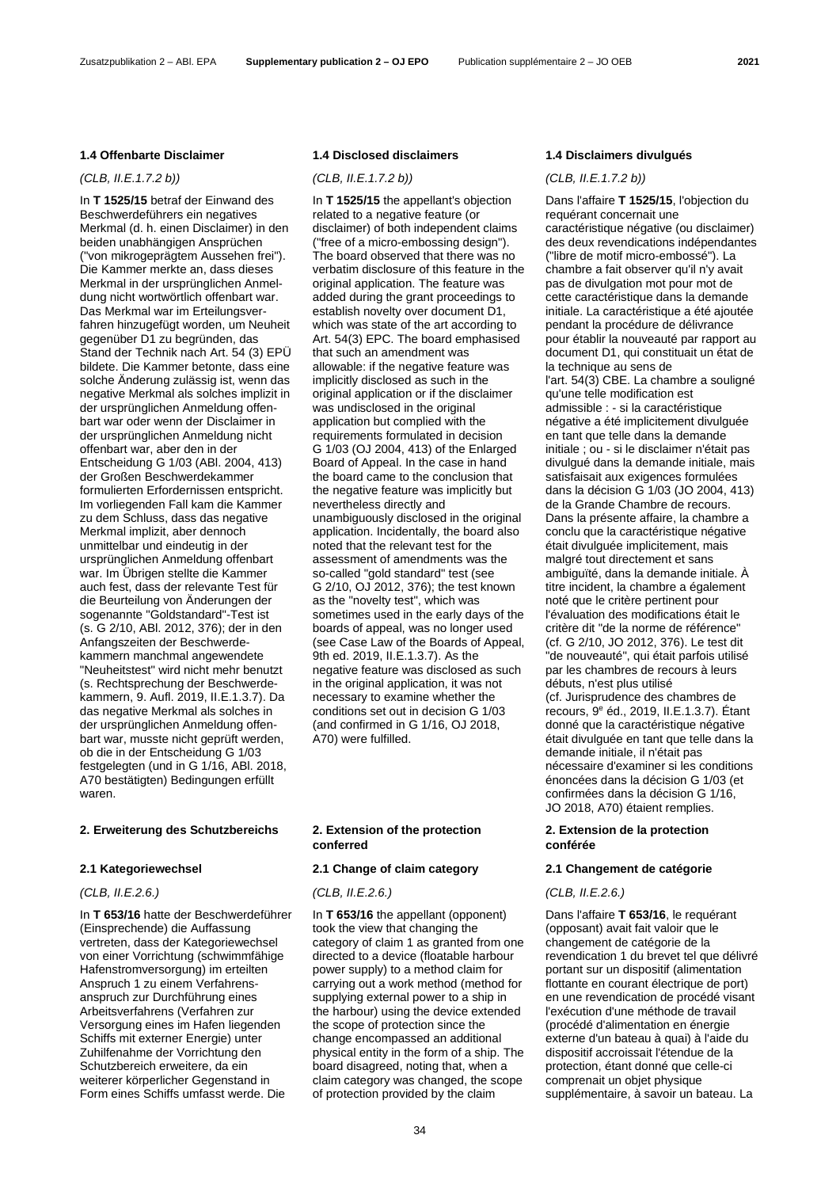### 1.4 Offenbarte Disclaimer

*(CLB, II.E.1.7.2 b))*

In **T 1525/15** betraf der Einwand des Beschwerdeführers ein negatives Merkmal (d. h. einen Disclaimer) in den beiden unabhängigen Ansprüchen ("von mikrogeprägtem Aussehen frei"). Die Kammer merkte an, dass dieses Merkmal in der ursprünglichen Anmeldung nicht wortwörtlich offenbart war. Das Merkmal war im Erteilungsverfahren hinzugefügt worden, um Neuheit gegenüber D1 zu begründen, das Stand der Technik nach Art. 54 (3) EPÜ bildete. Die Kammer betonte, dass eine solche Änderung zulässig ist, wenn das negative Merkmal als solches implizit in der ursprünglichen Anmeldung offenbart war oder wenn der Disclaimer in der ursprünglichen Anmeldung nicht offenbart war, aber den in der Entscheidung G 1/03 (ABl. 2004, 413) der Großen Beschwerdekammer formulierten Erfordernissen entspricht. Im vorliegenden Fall kam die Kammer zu dem Schluss, dass das negative Merkmal implizit, aber dennoch unmittelbar und eindeutig in der ursprünglichen Anmeldung offenbart war. Im Übrigen stellte die Kammer auch fest, dass der relevante Test für die Beurteilung von Änderungen der sogenannte "Goldstandard"-Test ist (s. G 2/10, ABl. 2012, 376); der in den Anfangszeiten der Beschwerdekammern manchmal angewendete "Neuheitstest" wird nicht mehr benutzt (s. Rechtsprechung der Beschwerdekammern, 9. Aufl. 2019, II.E.1.3.7). Da das negative Merkmal als solches in der ursprünglichen Anmeldung offenbart war, musste nicht geprüft werden, ob die in der Entscheidung G 1/03 festgelegten (und in G 1/16, ABl. 2018, A70 bestätigten) Bedingungen erfüllt waren.

### 2. Erweiterung des Schutzbereichs

### 2.1 Kategoriewechsel

*(CLB, II.E.2.6.)*

In **T 653/16** hatte der Beschwerdeführer (Einsprechende) die Auffassung vertreten, dass der Kategoriewechsel von einer Vorrichtung (schwimmfähige Hafenstromversorgung) im erteilten Anspruch 1 zu einem Verfahrensanspruch zur Durchführung eines Arbeitsverfahrens (Verfahren zur Versorgung eines im Hafen liegenden Schiffs mit externer Energie) unter Zuhilfenahme der Vorrichtung den Schutzbereich erweitere, da ein weiterer körperlicher Gegenstand in Form eines Schiffs umfasst werde. Die

### 1.4 Disclosed disclaimers

*(CLB, II.E.1.7.2 b))*

In **T 1525/15** the appellant's objection related to a negative feature (or disclaimer) of both independent claims ("free of a micro-embossing design"). The board observed that there was no verbatim disclosure of this feature in the original application. The feature was added during the grant proceedings to establish novelty over document D1, which was state of the art according to Art. 54(3) EPC. The board emphasised that such an amendment was allowable: if the negative feature was implicitly disclosed as such in the original application or if the disclaimer was undisclosed in the original application but complied with the requirements formulated in decision G 1/03 (OJ 2004, 413) of the Enlarged Board of Appeal. In the case in hand the board came to the conclusion that the negative feature was implicitly but nevertheless directly and unambiguously disclosed in the original application. Incidentally, the board also noted that the relevant test for the assessment of amendments was the so-called "gold standard" test (see G 2/10, OJ 2012, 376); the test known as the "novelty test", which was sometimes used in the early days of the boards of appeal, was no longer used (see Case Law of the Boards of Appeal, 9th ed. 2019, II.E.1.3.7). As the negative feature was disclosed as such in the original application, it was not necessary to examine whether the conditions set out in decision G 1/03 (and confirmed in G 1/16, OJ 2018, A70) were fulfilled.

### 2. Extension of the protection conferred

### 2.1 Change of claim category

*(CLB, II.E.2.6.)*

In **T 653/16** the appellant (opponent) took the view that changing the category of claim 1 as granted from one directed to a device (floatable harbour power supply) to a method claim for carrying out a work method (method for supplying external power to a ship in the harbour) using the device extended the scope of protection since the change encompassed an additional physical entity in the form of a ship. The board disagreed, noting that, when a claim category was changed, the scope of protection provided by the claim

### 1.4 Disclaimers divulgués

*(CLB, II.E.1.7.2 b))*

Dans l'affaire **T 1525/15**, l'objection du requérant concernait une caractéristique négative (ou disclaimer) des deux revendications indépendantes ("libre de motif micro-embossé"). La chambre a fait observer qu'il n'y avait pas de divulgation mot pour mot de cette caractéristique dans la demande initiale. La caractéristique a été ajoutée pendant la procédure de délivrance pour établir la nouveauté par rapport au document D1, qui constituait un état de la technique au sens de l'art. 54(3) CBE. La chambre a souligné qu'une telle modification est admissible : - si la caractéristique négative a été implicitement divulguée en tant que telle dans la demande initiale ; ou - si le disclaimer n'était pas divulgué dans la demande initiale, mais satisfaisait aux exigences formulées dans la décision G 1/03 (JO 2004, 413) de la Grande Chambre de recours. Dans la présente affaire, la chambre a conclu que la caractéristique négative était divulguée implicitement, mais malgré tout directement et sans ambiguïté, dans la demande initiale. À titre incident, la chambre a également noté que le critère pertinent pour l'évaluation des modifications était le critère dit "de la norme de référence" (cf. G 2/10, JO 2012, 376). Le test dit "de nouveauté", qui était parfois utilisé par les chambres de recours à leurs débuts, n'est plus utilisé (cf. Jurisprudence des chambres de recours, 9e éd., 2019, II.E.1.3.7). Étant donné que la caractéristique négative était divulguée en tant que telle dans la demande initiale, il n'était pas nécessaire d'examiner si les conditions énoncées dans la décision G 1/03 (et confirmées dans la décision G 1/16, JO 2018, A70) étaient remplies.

### 2. Extension de la protection conférée

### 2.1 Changement de catégorie

*(CLB, II.E.2.6.)*

Dans l'affaire **T 653/16**, le requérant (opposant) avait fait valoir que le changement de catégorie de la revendication 1 du brevet tel que délivré portant sur un dispositif (alimentation flottante en courant électrique de port) en une revendication de procédé visant l'exécution d'une méthode de travail (procédé d'alimentation en énergie externe d'un bateau à quai) à l'aide du dispositif accroissait l'étendue de la protection, étant donné que celle-ci comprenait un objet physique supplémentaire, à savoir un bateau. La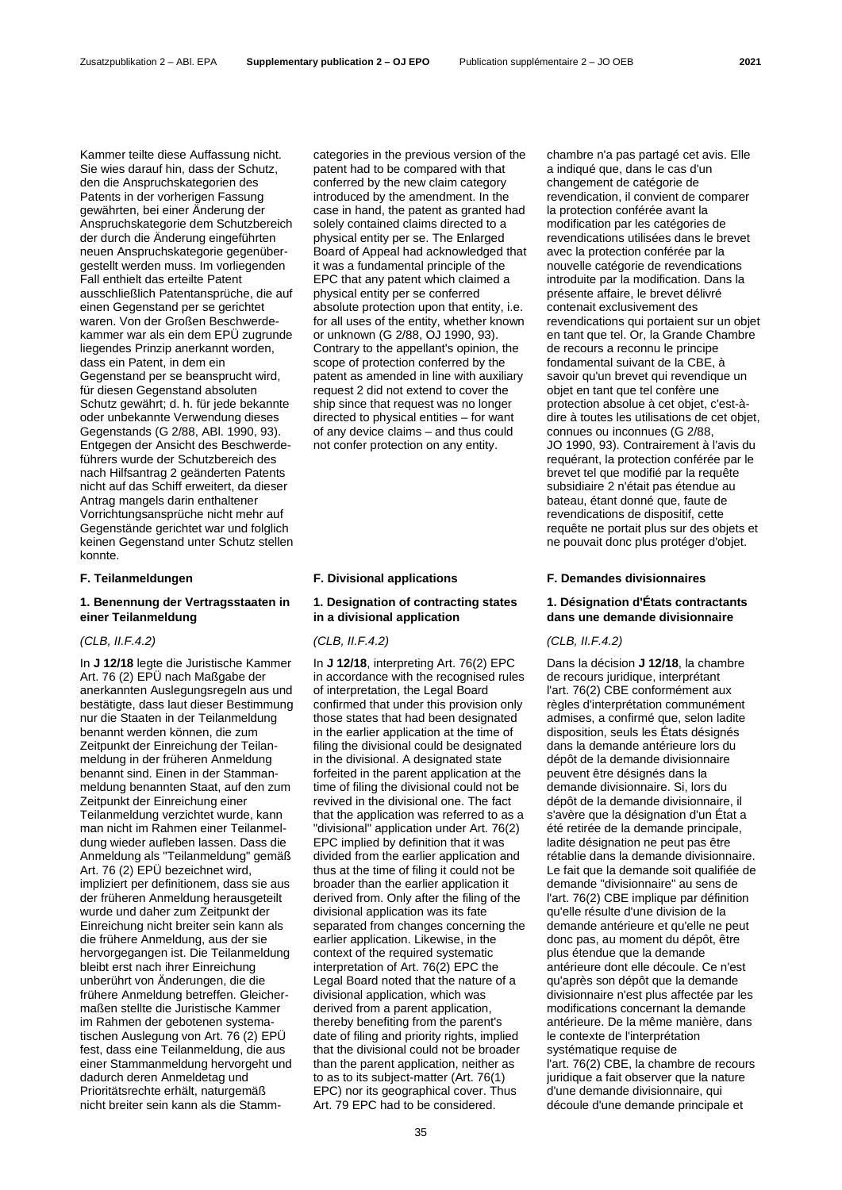Kammer teilte diese Auffassung nicht. Sie wies darauf hin, dass der Schutz, den die Anspruchskategorien des Patents in der vorherigen Fassung gewährten, bei einer Änderung der Anspruchskategorie dem Schutzbereich der durch die Änderung eingeführten neuen Anspruchskategorie gegenübergestellt werden muss. Im vorliegenden Fall enthielt das erteilte Patent ausschließlich Patentansprüche, die auf einen Gegenstand per se gerichtet waren. Von der Großen Beschwerdekammer war als ein dem EPÜ zugrunde liegendes Prinzip anerkannt worden, dass ein Patent, in dem ein Gegenstand per se beansprucht wird, für diesen Gegenstand absoluten Schutz gewährt; d. h. für jede bekannte oder unbekannte Verwendung dieses Gegenstands (G 2/88, ABl. 1990, 93). Entgegen der Ansicht des Beschwerdeführers wurde der Schutzbereich des nach Hilfsantrag 2 geänderten Patents nicht auf das Schiff erweitert, da dieser Antrag mangels darin enthaltener Vorrichtungsansprüche nicht mehr auf Gegenstände gerichtet war und folglich keinen Gegenstand unter Schutz stellen konnte.

## F. Teilanmeldungen

### 1. Benennung der Vertragsstaaten in einer Teilanmeldung

*(CLB, II.F.4.2)*

In **J 12/18** legte die Juristische Kammer Art. 76 (2) EPÜ nach Maßgabe der anerkannten Auslegungsregeln aus und bestätigte, dass laut dieser Bestimmung nur die Staaten in der Teilanmeldung benannt werden können, die zum Zeitpunkt der Einreichung der Teilanmeldung in der früheren Anmeldung benannt sind. Einen in der Stammanmeldung benannten Staat, auf den zum Zeitpunkt der Einreichung einer Teilanmeldung verzichtet wurde, kann man nicht im Rahmen einer Teilanmeldung wieder aufleben lassen. Dass die Anmeldung als "Teilanmeldung" gemäß Art. 76 (2) EPÜ bezeichnet wird, impliziert per definitionem, dass sie aus der früheren Anmeldung herausgeteilt wurde und daher zum Zeitpunkt der Einreichung nicht breiter sein kann als die frühere Anmeldung, aus der sie hervorgegangen ist. Die Teilanmeldung bleibt erst nach ihrer Einreichung unberührt von Änderungen, die die frühere Anmeldung betreffen. Gleichermaßen stellte die Juristische Kammer im Rahmen der gebotenen systematischen Auslegung von Art. 76 (2) EPÜ fest, dass eine Teilanmeldung, die aus einer Stammanmeldung hervorgeht und dadurch deren Anmeldetag und Prioritätsrechte erhält, naturgemäß nicht breiter sein kann als die Stamm-

categories in the previous version of the patent had to be compared with that conferred by the new claim category introduced by the amendment. In the case in hand, the patent as granted had solely contained claims directed to a physical entity per se. The Enlarged Board of Appeal had acknowledged that it was a fundamental principle of the EPC that any patent which claimed a physical entity per se conferred absolute protection upon that entity, i.e. for all uses of the entity, whether known or unknown (G 2/88, OJ 1990, 93). Contrary to the appellant's opinion, the scope of protection conferred by the patent as amended in line with auxiliary request 2 did not extend to cover the ship since that request was no longer directed to physical entities – for want of any device claims – and thus could not confer protection on any entity.

## F. Divisional applications

### 1. Designation of contracting states in a divisional application

*(CLB, II.F.4.2)*

In **J 12/18**, interpreting Art. 76(2) EPC in accordance with the recognised rules of interpretation, the Legal Board confirmed that under this provision only those states that had been designated in the earlier application at the time of filing the divisional could be designated in the divisional. A designated state forfeited in the parent application at the time of filing the divisional could not be revived in the divisional one. The fact that the application was referred to as a "divisional" application under Art. 76(2) EPC implied by definition that it was divided from the earlier application and thus at the time of filing it could not be broader than the earlier application it derived from. Only after the filing of the divisional application was its fate separated from changes concerning the earlier application. Likewise, in the context of the required systematic interpretation of Art. 76(2) EPC the Legal Board noted that the nature of a divisional application, which was derived from a parent application, thereby benefiting from the parent's date of filing and priority rights, implied that the divisional could not be broader than the parent application, neither as to as to its subject-matter (Art. 76(1) EPC) nor its geographical cover. Thus Art. 79 EPC had to be considered.

chambre n'a pas partagé cet avis. Elle a indiqué que, dans le cas d'un changement de catégorie de revendication, il convient de comparer la protection conférée avant la modification par les catégories de revendications utilisées dans le brevet avec la protection conférée par la nouvelle catégorie de revendications introduite par la modification. Dans la présente affaire, le brevet délivré contenait exclusivement des revendications qui portaient sur un objet en tant que tel. Or, la Grande Chambre de recours a reconnu le principe fondamental suivant de la CBE, à savoir qu'un brevet qui revendique un objet en tant que tel confère une protection absolue à cet objet, c'est-à-dire à toutes les utilisations de cet objet, connues ou inconnues (G 2/88, JO 1990, 93). Contrairement à l'avis du requérant, la protection conférée par le brevet tel que modifié par la requête subsidiaire 2 n'était pas étendue au bateau, étant donné que, faute de revendications de dispositif, cette requête ne portait plus sur des objets et ne pouvait donc plus protéger d'objet.

## F. Demandes divisionnaires

### 1. Désignation d'États contractants dans une demande divisionnaire

*(CLB, II.F.4.2)*

Dans la décision **J 12/18**, la chambre de recours juridique, interprétant l'art. 76(2) CBE conformément aux règles d'interprétation communément admises, a confirmé que, selon ladite disposition, seuls les États désignés dans la demande antérieure lors du dépôt de la demande divisionnaire peuvent être désignés dans la demande divisionnaire. Si, lors du dépôt de la demande divisionnaire, il s'avère que la désignation d'un État a été retirée de la demande principale, ladite désignation ne peut pas être rétablie dans la demande divisionnaire. Le fait que la demande soit qualifiée de demande "divisionnaire" au sens de l'art. 76(2) CBE implique par définition qu'elle résulte d'une division de la demande antérieure et qu'elle ne peut donc pas, au moment du dépôt, être plus étendue que la demande antérieure dont elle découle. Ce n'est qu'après son dépôt que la demande divisionnaire n'est plus affectée par les modifications concernant la demande antérieure. De la même manière, dans le contexte de l'interprétation systématique requise de l'art. 76(2) CBE, la chambre de recours juridique a fait observer que la nature d'une demande divisionnaire, qui découle d'une demande principale et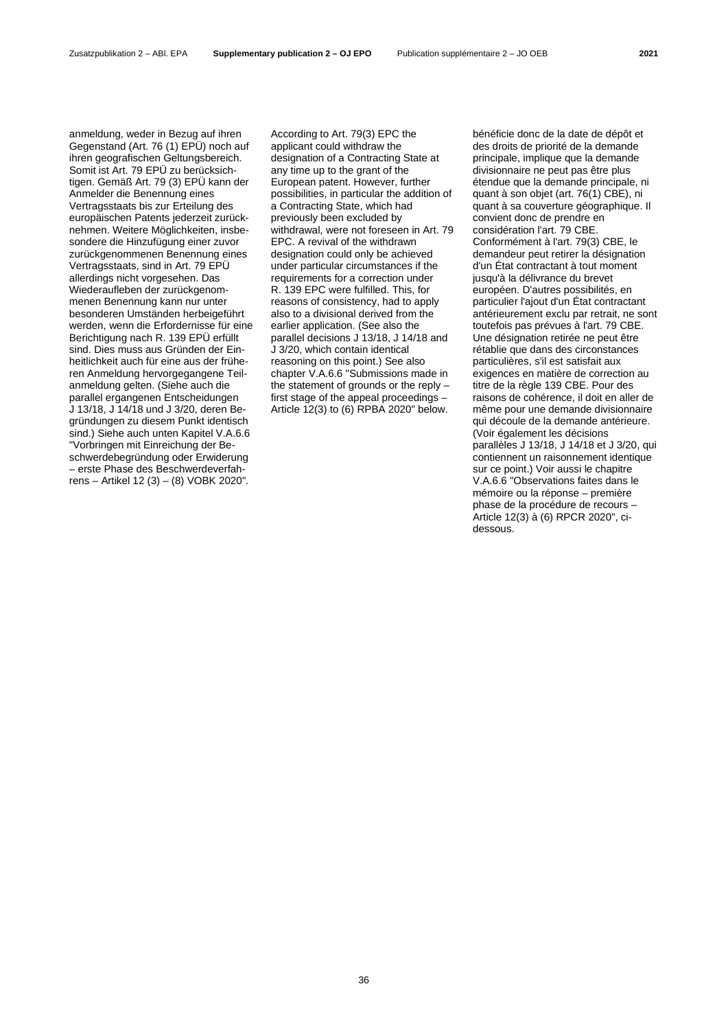anmeldung, weder in Bezug auf ihren Gegenstand (Art. 76 (1) EPÜ) noch auf ihren geografischen Geltungsbereich. Somit ist Art. 79 EPÜ zu berücksichtigen. Gemäß Art. 79 (3) EPÜ kann der Anmelder die Benennung eines Vertragsstaats bis zur Erteilung des europäischen Patents jederzeit zurücknehmen. Weitere Möglichkeiten, insbesondere die Hinzufügung einer zuvor zurückgenommenen Benennung eines Vertragsstaats, sind in Art. 79 EPÜ allerdings nicht vorgesehen. Das Wiederaufleben der zurückgenommenen Benennung kann nur unter besonderen Umständen herbeigeführt werden, wenn die Erfordernisse für eine Berichtigung nach R. 139 EPÜ erfüllt sind. Dies muss aus Gründen der Einheitlichkeit auch für eine aus der früheren Anmeldung hervorgegangene Teilanmeldung gelten. (Siehe auch die parallel ergangenen Entscheidungen J 13/18, J 14/18 und J 3/20, deren Begründungen zu diesem Punkt identisch sind.) Siehe auch unten Kapitel V.A.6.6 "Vorbringen mit Einreichung der Beschwerdebegründung oder Erwiderung – erste Phase des Beschwerdeverfahrens – Artikel 12 (3) – (8) VOBK 2020".

According to Art. 79(3) EPC the applicant could withdraw the designation of a Contracting State at any time up to the grant of the European patent. However, further possibilities, in particular the addition of a Contracting State, which had previously been excluded by withdrawal, were not foreseen in Art. 79 EPC. A revival of the withdrawn designation could only be achieved under particular circumstances if the requirements for a correction under R. 139 EPC were fulfilled. This, for reasons of consistency, had to apply also to a divisional derived from the earlier application. (See also the parallel decisions J 13/18, J 14/18 and J 3/20, which contain identical reasoning on this point.) See also chapter V.A.6.6 "Submissions made in the statement of grounds or the reply – first stage of the appeal proceedings – Article 12(3) to (6) RPBA 2020" below.

bénéficie donc de la date de dépôt et des droits de priorité de la demande principale, implique que la demande divisionnaire ne peut pas être plus étendue que la demande principale, ni quant à son objet (art. 76(1) CBE), ni quant à sa couverture géographique. Il convient donc de prendre en considération l'art. 79 CBE. Conformément à l'art. 79(3) CBE, le demandeur peut retirer la désignation d'un État contractant à tout moment jusqu'à la délivrance du brevet européen. D'autres possibilités, en particulier l'ajout d'un État contractant antérieurement exclu par retrait, ne sont toutefois pas prévues à l'art. 79 CBE. Une désignation retirée ne peut être rétablie que dans des circonstances particulières, s'il est satisfait aux exigences en matière de correction au titre de la règle 139 CBE. Pour des raisons de cohérence, il doit en aller de même pour une demande divisionnaire qui découle de la demande antérieure. (Voir également les décisions parallèles J 13/18, J 14/18 et J 3/20, qui contiennent un raisonnement identique sur ce point.) Voir aussi le chapitre V.A.6.6 "Observations faites dans le mémoire ou la réponse – première phase de la procédure de recours – Article 12(3) à (6) RPCR 2020", ci-dessous.